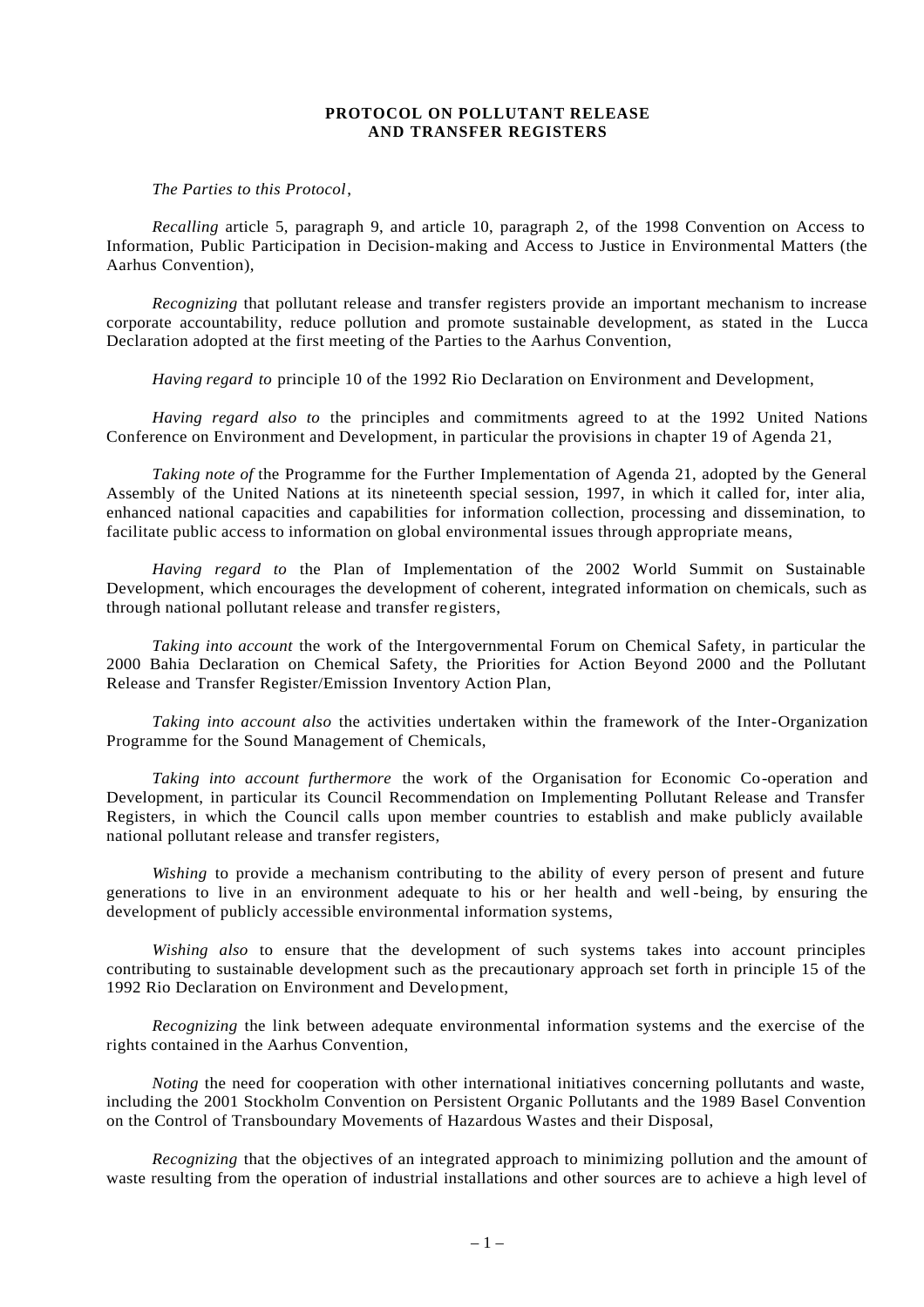# PROTOCOL ON POLLUTANT RELEASE AND TRANSFER REGISTERS

*The Parties to this Protocol*,

*Recalling* article 5, paragraph 9, and article 10, paragraph 2, of the 1998 Convention on Access to Information, Public Participation in Decision-making and Access to Justice in Environmental Matters (the Aarhus Convention),

*Recognizing* that pollutant release and transfer registers provide an important mechanism to increase corporate accountability, reduce pollution and promote sustainable development, as stated in the Lucca Declaration adopted at the first meeting of the Parties to the Aarhus Convention,

*Having regard to* principle 10 of the 1992 Rio Declaration on Environment and Development,

*Having regard also to* the principles and commitments agreed to at the 1992 United Nations Conference on Environment and Development, in particular the provisions in chapter 19 of Agenda 21,

*Taking note of* the Programme for the Further Implementation of Agenda 21, adopted by the General Assembly of the United Nations at its nineteenth special session, 1997, in which it called for, inter alia, enhanced national capacities and capabilities for information collection, processing and dissemination, to facilitate public access to information on global environmental issues through appropriate means,

*Having regard to* the Plan of Implementation of the 2002 World Summit on Sustainable Development, which encourages the development of coherent, integrated information on chemicals, such as through national pollutant release and transfer registers,

*Taking into account* the work of the Intergovernmental Forum on Chemical Safety, in particular the 2000 Bahia Declaration on Chemical Safety, the Priorities for Action Beyond 2000 and the Pollutant Release and Transfer Register/Emission Inventory Action Plan,

*Taking into account also* the activities undertaken within the framework of the Inter-Organization Programme for the Sound Management of Chemicals,

*Taking into account furthermore* the work of the Organisation for Economic Co-operation and Development, in particular its Council Recommendation on Implementing Pollutant Release and Transfer Registers, in which the Council calls upon member countries to establish and make publicly available national pollutant release and transfer registers,

*Wishing* to provide a mechanism contributing to the ability of every person of present and future generations to live in an environment adequate to his or her health and well-being, by ensuring the development of publicly accessible environmental information systems,

*Wishing also* to ensure that the development of such systems takes into account principles contributing to sustainable development such as the precautionary approach set forth in principle 15 of the 1992 Rio Declaration on Environment and Development,

*Recognizing* the link between adequate environmental information systems and the exercise of the rights contained in the Aarhus Convention,

*Noting* the need for cooperation with other international initiatives concerning pollutants and waste, including the 2001 Stockholm Convention on Persistent Organic Pollutants and the 1989 Basel Convention on the Control of Transboundary Movements of Hazardous Wastes and their Disposal,

*Recognizing* that the objectives of an integrated approach to minimizing pollution and the amount of waste resulting from the operation of industrial installations and other sources are to achieve a high level of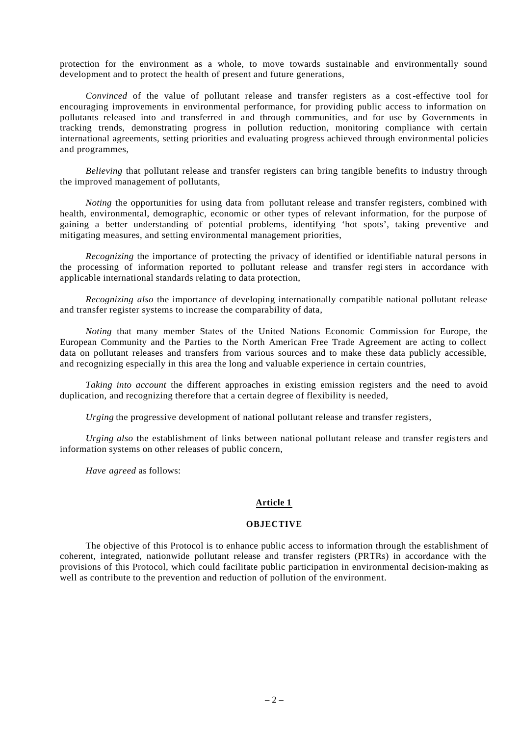protection for the environment as a whole, to move towards sustainable and environmentally sound development and to protect the health of present and future generations,

*Convinced* of the value of pollutant release and transfer registers as a cost-effective tool for encouraging improvements in environmental performance, for providing public access to information on pollutants released into and transferred in and through communities, and for use by Governments in tracking trends, demonstrating progress in pollution reduction, monitoring compliance with certain international agreements, setting priorities and evaluating progress achieved through environmental policies and programmes,

*Believing* that pollutant release and transfer registers can bring tangible benefits to industry through the improved management of pollutants,

*Noting* the opportunities for using data from pollutant release and transfer registers, combined with health, environmental, demographic, economic or other types of relevant information, for the purpose of gaining a better understanding of potential problems, identifying 'hot spots', taking preventive and mitigating measures, and setting environmental management priorities,

*Recognizing* the importance of protecting the privacy of identified or identifiable natural persons in the processing of information reported to pollutant release and transfer registers in accordance with applicable international standards relating to data protection,

*Recognizing also* the importance of developing internationally compatible national pollutant release and transfer register systems to increase the comparability of data,

*Noting* that many member States of the United Nations Economic Commission for Europe, the European Community and the Parties to the North American Free Trade Agreement are acting to collect data on pollutant releases and transfers from various sources and to make these data publicly accessible, and recognizing especially in this area the long and valuable experience in certain countries,

*Taking into account* the different approaches in existing emission registers and the need to avoid duplication, and recognizing therefore that a certain degree of flexibility is needed,

*Urging* the progressive development of national pollutant release and transfer registers,

*Urging also* the establishment of links between national pollutant release and transfer registers and information systems on other releases of public concern,

*Have agreed* as follows:

## Article 1

### OBJECTIVE

The objective of this Protocol is to enhance public access to information through the establishment of coherent, integrated, nationwide pollutant release and transfer registers (PRTRs) in accordance with the provisions of this Protocol, which could facilitate public participation in environmental decision-making as well as contribute to the prevention and reduction of pollution of the environment.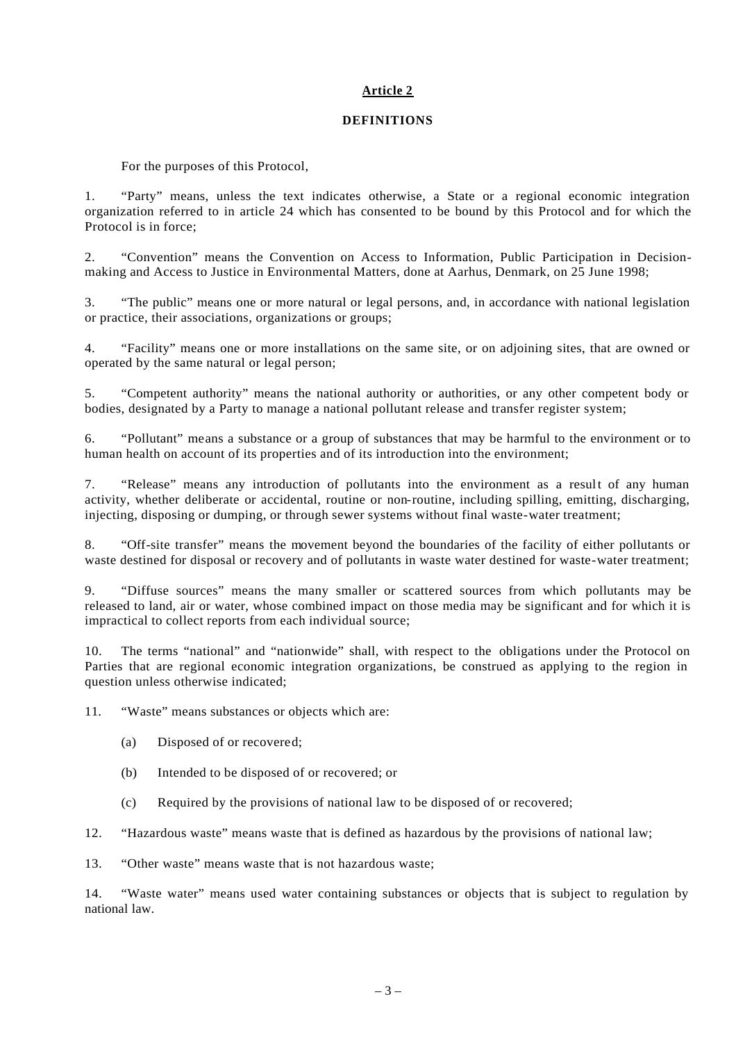## Article 2

### DEFINITIONS

For the purposes of this Protocol,

1. "Party" means, unless the text indicates otherwise, a State or a regional economic integration organization referred to in article 24 which has consented to be bound by this Protocol and for which the Protocol is in force;

2. "Convention" means the Convention on Access to Information, Public Participation in Decision-making and Access to Justice in Environmental Matters, done at Aarhus, Denmark, on 25 June 1998;

3. "The public" means one or more natural or legal persons, and, in accordance with national legislation or practice, their associations, organizations or groups;

4. "Facility" means one or more installations on the same site, or on adjoining sites, that are owned or operated by the same natural or legal person;

5. "Competent authority" means the national authority or authorities, or any other competent body or bodies, designated by a Party to manage a national pollutant release and transfer register system;

6. "Pollutant" means a substance or a group of substances that may be harmful to the environment or to human health on account of its properties and of its introduction into the environment;

7. "Release" means any introduction of pollutants into the environment as a result of any human activity, whether deliberate or accidental, routine or non-routine, including spilling, emitting, discharging, injecting, disposing or dumping, or through sewer systems without final waste-water treatment;

8. "Off-site transfer" means the movement beyond the boundaries of the facility of either pollutants or waste destined for disposal or recovery and of pollutants in waste water destined for waste-water treatment;

9. "Diffuse sources" means the many smaller or scattered sources from which pollutants may be released to land, air or water, whose combined impact on those media may be significant and for which it is impractical to collect reports from each individual source;

10. The terms "national" and "nationwide" shall, with respect to the obligations under the Protocol on Parties that are regional economic integration organizations, be construed as applying to the region in question unless otherwise indicated;

11. "Waste" means substances or objects which are:

   (a) Disposed of or recovered;

   (b) Intended to be disposed of or recovered; or

   (c) Required by the provisions of national law to be disposed of or recovered;

12. "Hazardous waste" means waste that is defined as hazardous by the provisions of national law;

13. "Other waste" means waste that is not hazardous waste;

14. "Waste water" means used water containing substances or objects that is subject to regulation by national law.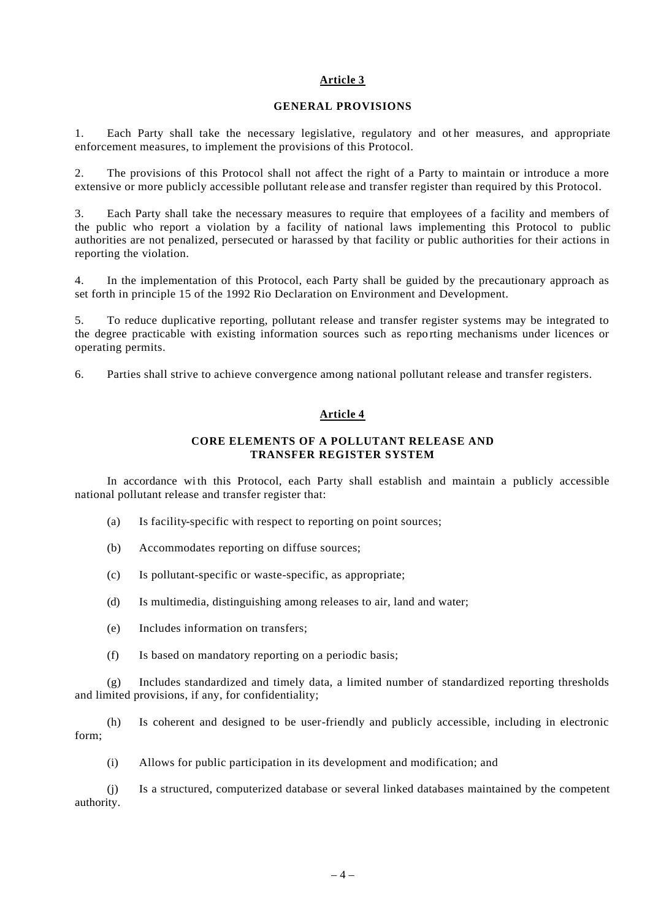## Article 3

### GENERAL PROVISIONS

1. Each Party shall take the necessary legislative, regulatory and other measures, and appropriate enforcement measures, to implement the provisions of this Protocol.

2. The provisions of this Protocol shall not affect the right of a Party to maintain or introduce a more extensive or more publicly accessible pollutant release and transfer register than required by this Protocol.

3. Each Party shall take the necessary measures to require that employees of a facility and members of the public who report a violation by a facility of national laws implementing this Protocol to public authorities are not penalized, persecuted or harassed by that facility or public authorities for their actions in reporting the violation.

4. In the implementation of this Protocol, each Party shall be guided by the precautionary approach as set forth in principle 15 of the 1992 Rio Declaration on Environment and Development.

5. To reduce duplicative reporting, pollutant release and transfer register systems may be integrated to the degree practicable with existing information sources such as reporting mechanisms under licences or operating permits.

6. Parties shall strive to achieve convergence among national pollutant release and transfer registers.

## Article 4

### CORE ELEMENTS OF A POLLUTANT RELEASE AND TRANSFER REGISTER SYSTEM

In accordance with this Protocol, each Party shall establish and maintain a publicly accessible national pollutant release and transfer register that:

(a) Is facility-specific with respect to reporting on point sources;

(b) Accommodates reporting on diffuse sources;

(c) Is pollutant-specific or waste-specific, as appropriate;

(d) Is multimedia, distinguishing among releases to air, land and water;

(e) Includes information on transfers;

(f) Is based on mandatory reporting on a periodic basis;

(g) Includes standardized and timely data, a limited number of standardized reporting thresholds and limited provisions, if any, for confidentiality;

(h) Is coherent and designed to be user-friendly and publicly accessible, including in electronic form;

(i) Allows for public participation in its development and modification; and

(j) Is a structured, computerized database or several linked databases maintained by the competent authority.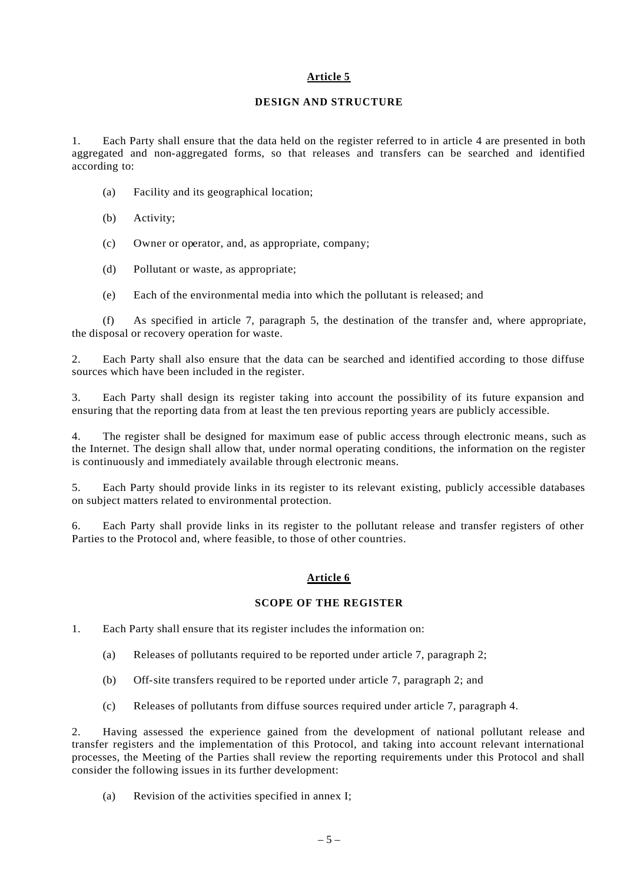## Article 5

### DESIGN AND STRUCTURE

1. Each Party shall ensure that the data held on the register referred to in article 4 are presented in both aggregated and non-aggregated forms, so that releases and transfers can be searched and identified according to:

(a) Facility and its geographical location;

(b) Activity;

(c) Owner or operator, and, as appropriate, company;

(d) Pollutant or waste, as appropriate;

(e) Each of the environmental media into which the pollutant is released; and

(f) As specified in article 7, paragraph 5, the destination of the transfer and, where appropriate, the disposal or recovery operation for waste.

2. Each Party shall also ensure that the data can be searched and identified according to those diffuse sources which have been included in the register.

3. Each Party shall design its register taking into account the possibility of its future expansion and ensuring that the reporting data from at least the ten previous reporting years are publicly accessible.

4. The register shall be designed for maximum ease of public access through electronic means, such as the Internet. The design shall allow that, under normal operating conditions, the information on the register is continuously and immediately available through electronic means.

5. Each Party should provide links in its register to its relevant existing, publicly accessible databases on subject matters related to environmental protection.

6. Each Party shall provide links in its register to the pollutant release and transfer registers of other Parties to the Protocol and, where feasible, to those of other countries.

## Article 6

### SCOPE OF THE REGISTER

1. Each Party shall ensure that its register includes the information on:

(a) Releases of pollutants required to be reported under article 7, paragraph 2;

(b) Off-site transfers required to be reported under article 7, paragraph 2; and

(c) Releases of pollutants from diffuse sources required under article 7, paragraph 4.

2. Having assessed the experience gained from the development of national pollutant release and transfer registers and the implementation of this Protocol, and taking into account relevant international processes, the Meeting of the Parties shall review the reporting requirements under this Protocol and shall consider the following issues in its further development:

(a) Revision of the activities specified in annex I;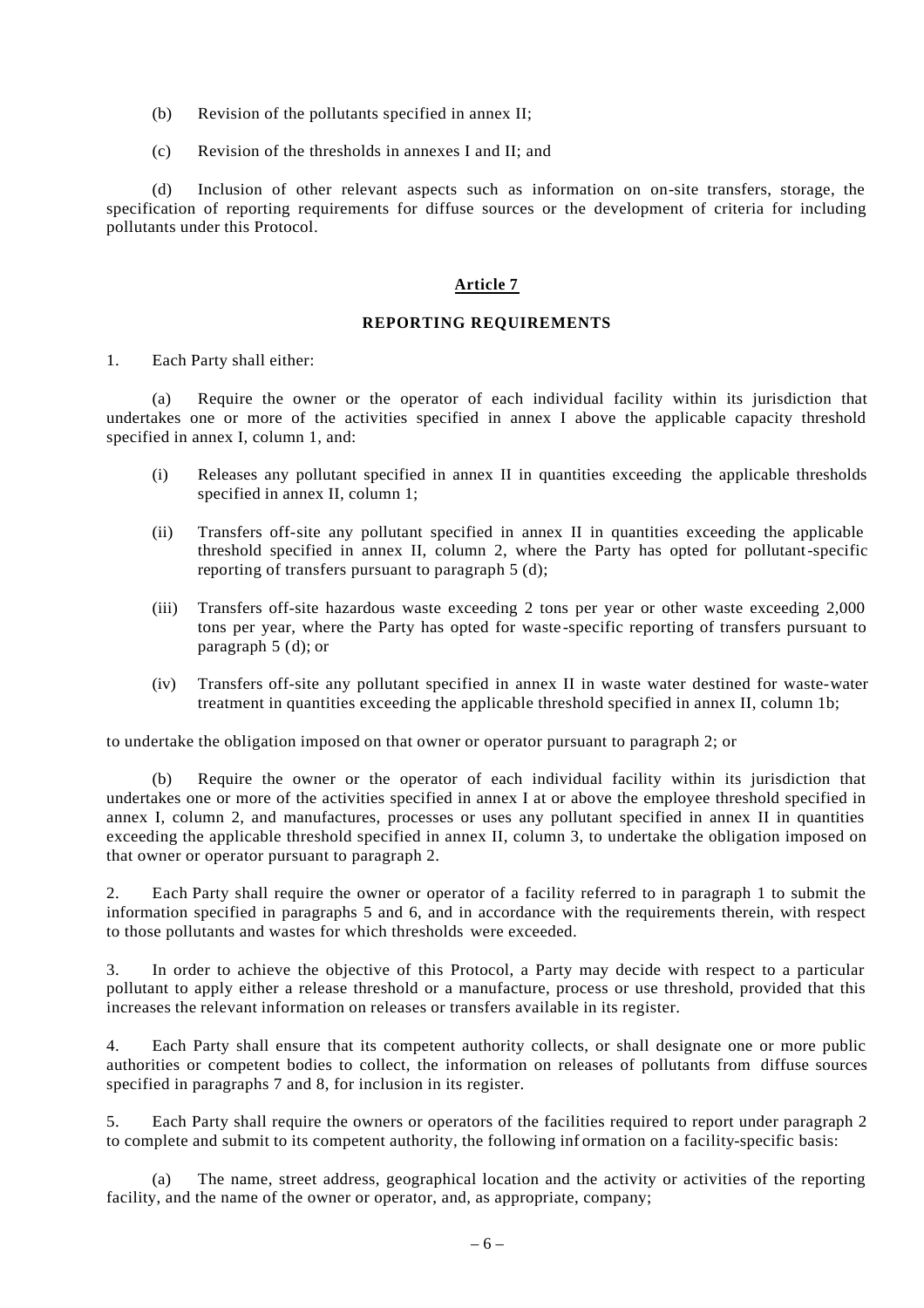(b) Revision of the pollutants specified in annex II;

(c) Revision of the thresholds in annexes I and II; and

(d) Inclusion of other relevant aspects such as information on on-site transfers, storage, the specification of reporting requirements for diffuse sources or the development of criteria for including pollutants under this Protocol.

## Article 7

### REPORTING REQUIREMENTS

1. Each Party shall either:

(a) Require the owner or the operator of each individual facility within its jurisdiction that undertakes one or more of the activities specified in annex I above the applicable capacity threshold specified in annex I, column 1, and:

(i) Releases any pollutant specified in annex II in quantities exceeding the applicable thresholds specified in annex II, column 1;

(ii) Transfers off-site any pollutant specified in annex II in quantities exceeding the applicable threshold specified in annex II, column 2, where the Party has opted for pollutant-specific reporting of transfers pursuant to paragraph 5 (d);

(iii) Transfers off-site hazardous waste exceeding 2 tons per year or other waste exceeding 2,000 tons per year, where the Party has opted for waste-specific reporting of transfers pursuant to paragraph 5 (d); or

(iv) Transfers off-site any pollutant specified in annex II in waste water destined for waste-water treatment in quantities exceeding the applicable threshold specified in annex II, column 1b;

to undertake the obligation imposed on that owner or operator pursuant to paragraph 2; or

(b) Require the owner or the operator of each individual facility within its jurisdiction that undertakes one or more of the activities specified in annex I at or above the employee threshold specified in annex I, column 2, and manufactures, processes or uses any pollutant specified in annex II in quantities exceeding the applicable threshold specified in annex II, column 3, to undertake the obligation imposed on that owner or operator pursuant to paragraph 2.

2. Each Party shall require the owner or operator of a facility referred to in paragraph 1 to submit the information specified in paragraphs 5 and 6, and in accordance with the requirements therein, with respect to those pollutants and wastes for which thresholds were exceeded.

3. In order to achieve the objective of this Protocol, a Party may decide with respect to a particular pollutant to apply either a release threshold or a manufacture, process or use threshold, provided that this increases the relevant information on releases or transfers available in its register.

4. Each Party shall ensure that its competent authority collects, or shall designate one or more public authorities or competent bodies to collect, the information on releases of pollutants from diffuse sources specified in paragraphs 7 and 8, for inclusion in its register.

5. Each Party shall require the owners or operators of the facilities required to report under paragraph 2 to complete and submit to its competent authority, the following information on a facility-specific basis:

(a) The name, street address, geographical location and the activity or activities of the reporting facility, and the name of the owner or operator, and, as appropriate, company;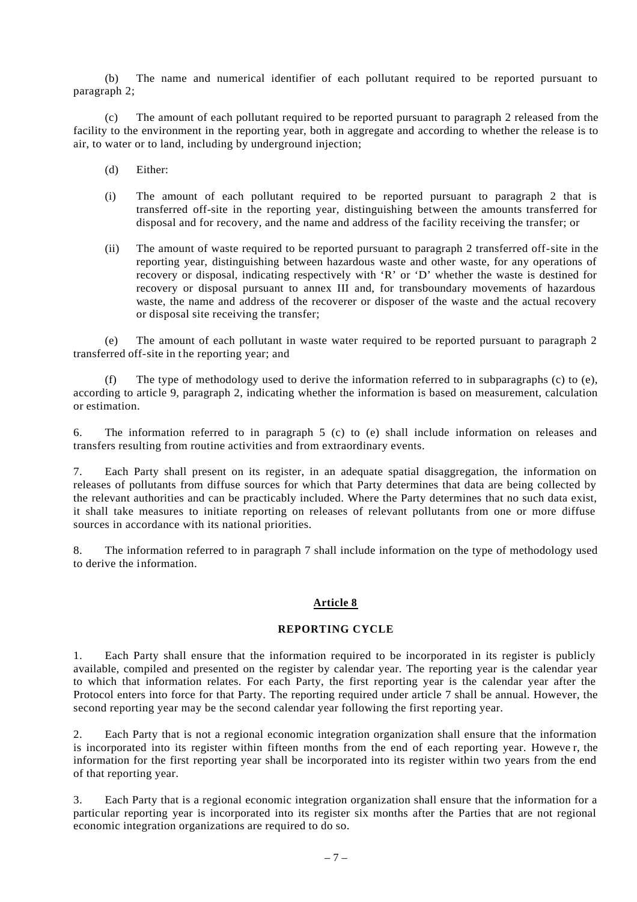(b) The name and numerical identifier of each pollutant required to be reported pursuant to paragraph 2;

(c) The amount of each pollutant required to be reported pursuant to paragraph 2 released from the facility to the environment in the reporting year, both in aggregate and according to whether the release is to air, to water or to land, including by underground injection;

(d) Either:

(i) The amount of each pollutant required to be reported pursuant to paragraph 2 that is transferred off-site in the reporting year, distinguishing between the amounts transferred for disposal and for recovery, and the name and address of the facility receiving the transfer; or

(ii) The amount of waste required to be reported pursuant to paragraph 2 transferred off-site in the reporting year, distinguishing between hazardous waste and other waste, for any operations of recovery or disposal, indicating respectively with 'R' or 'D' whether the waste is destined for recovery or disposal pursuant to annex III and, for transboundary movements of hazardous waste, the name and address of the recoverer or disposer of the waste and the actual recovery or disposal site receiving the transfer;

(e) The amount of each pollutant in waste water required to be reported pursuant to paragraph 2 transferred off-site in the reporting year; and

(f) The type of methodology used to derive the information referred to in subparagraphs (c) to (e), according to article 9, paragraph 2, indicating whether the information is based on measurement, calculation or estimation.

6. The information referred to in paragraph 5 (c) to (e) shall include information on releases and transfers resulting from routine activities and from extraordinary events.

7. Each Party shall present on its register, in an adequate spatial disaggregation, the information on releases of pollutants from diffuse sources for which that Party determines that data are being collected by the relevant authorities and can be practicably included. Where the Party determines that no such data exist, it shall take measures to initiate reporting on releases of relevant pollutants from one or more diffuse sources in accordance with its national priorities.

8. The information referred to in paragraph 7 shall include information on the type of methodology used to derive the information.

## Article 8

### REPORTING CYCLE

1. Each Party shall ensure that the information required to be incorporated in its register is publicly available, compiled and presented on the register by calendar year. The reporting year is the calendar year to which that information relates. For each Party, the first reporting year is the calendar year after the Protocol enters into force for that Party. The reporting required under article 7 shall be annual. However, the second reporting year may be the second calendar year following the first reporting year.

2. Each Party that is not a regional economic integration organization shall ensure that the information is incorporated into its register within fifteen months from the end of each reporting year. However, the information for the first reporting year shall be incorporated into its register within two years from the end of that reporting year.

3. Each Party that is a regional economic integration organization shall ensure that the information for a particular reporting year is incorporated into its register six months after the Parties that are not regional economic integration organizations are required to do so.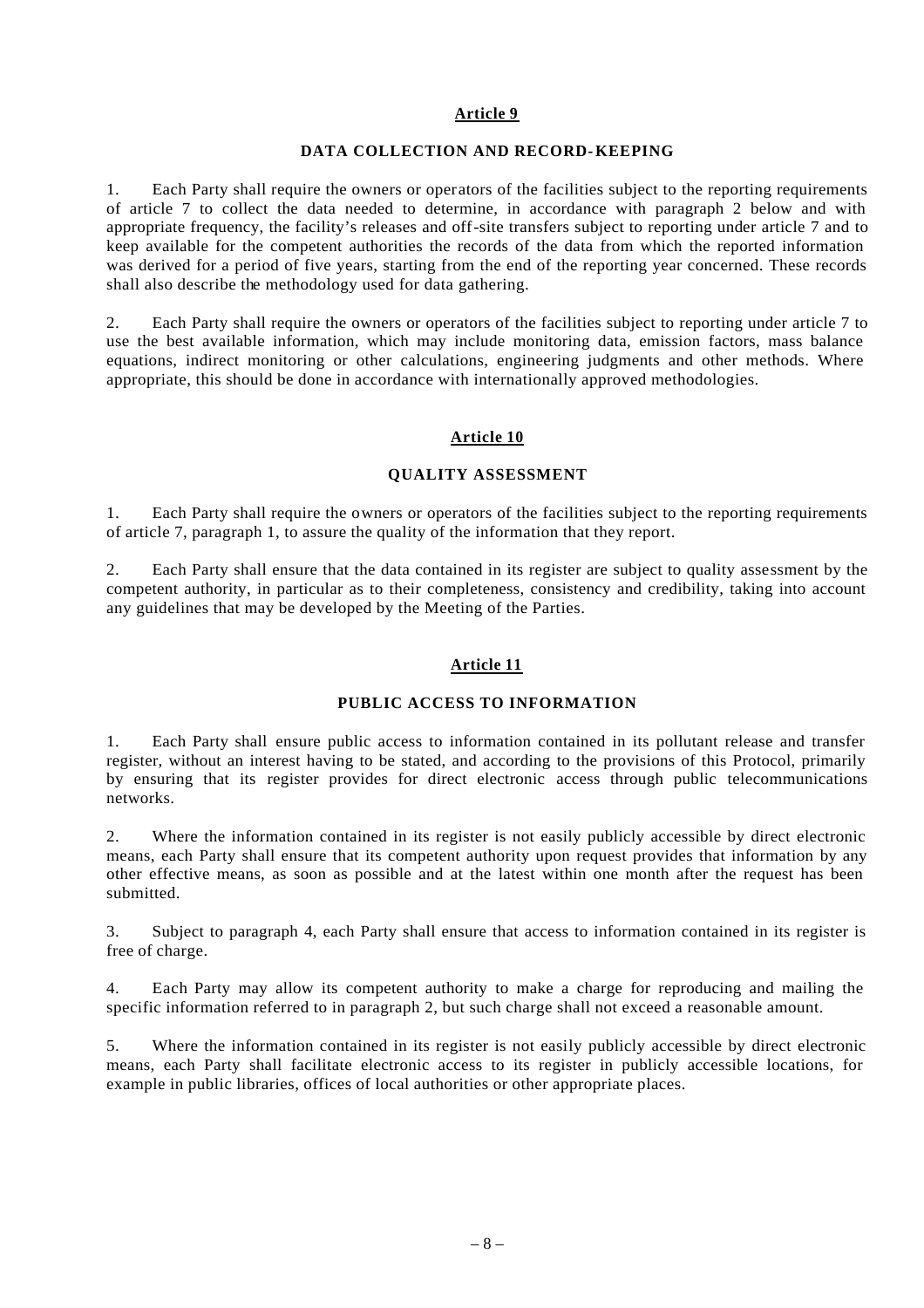## Article 9

### DATA COLLECTION AND RECORD-KEEPING

1. Each Party shall require the owners or operators of the facilities subject to the reporting requirements of article 7 to collect the data needed to determine, in accordance with paragraph 2 below and with appropriate frequency, the facility's releases and off-site transfers subject to reporting under article 7 and to keep available for the competent authorities the records of the data from which the reported information was derived for a period of five years, starting from the end of the reporting year concerned. These records shall also describe the methodology used for data gathering.

2. Each Party shall require the owners or operators of the facilities subject to reporting under article 7 to use the best available information, which may include monitoring data, emission factors, mass balance equations, indirect monitoring or other calculations, engineering judgments and other methods. Where appropriate, this should be done in accordance with internationally approved methodologies.

## Article 10

### QUALITY ASSESSMENT

1. Each Party shall require the owners or operators of the facilities subject to the reporting requirements of article 7, paragraph 1, to assure the quality of the information that they report.

2. Each Party shall ensure that the data contained in its register are subject to quality assessment by the competent authority, in particular as to their completeness, consistency and credibility, taking into account any guidelines that may be developed by the Meeting of the Parties.

## Article 11

### PUBLIC ACCESS TO INFORMATION

1. Each Party shall ensure public access to information contained in its pollutant release and transfer register, without an interest having to be stated, and according to the provisions of this Protocol, primarily by ensuring that its register provides for direct electronic access through public telecommunications networks.

2. Where the information contained in its register is not easily publicly accessible by direct electronic means, each Party shall ensure that its competent authority upon request provides that information by any other effective means, as soon as possible and at the latest within one month after the request has been submitted.

3. Subject to paragraph 4, each Party shall ensure that access to information contained in its register is free of charge.

4. Each Party may allow its competent authority to make a charge for reproducing and mailing the specific information referred to in paragraph 2, but such charge shall not exceed a reasonable amount.

5. Where the information contained in its register is not easily publicly accessible by direct electronic means, each Party shall facilitate electronic access to its register in publicly accessible locations, for example in public libraries, offices of local authorities or other appropriate places.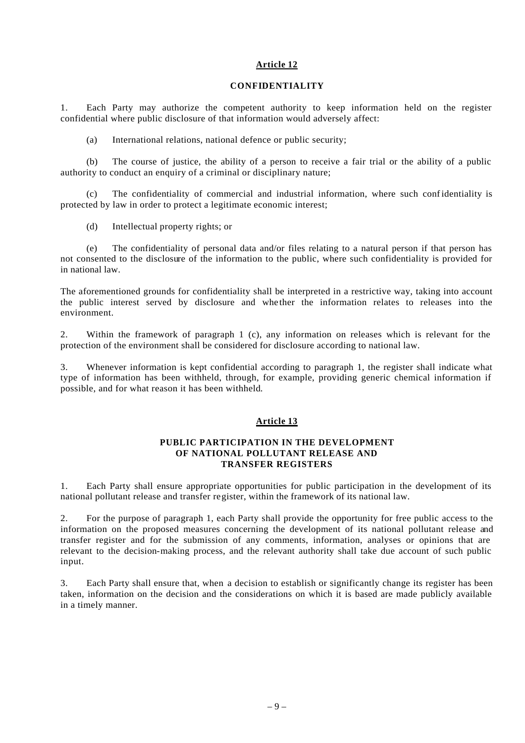## Article 12

### CONFIDENTIALITY

1. Each Party may authorize the competent authority to keep information held on the register confidential where public disclosure of that information would adversely affect:

(a) International relations, national defence or public security;

(b) The course of justice, the ability of a person to receive a fair trial or the ability of a public authority to conduct an enquiry of a criminal or disciplinary nature;

(c) The confidentiality of commercial and industrial information, where such confidentiality is protected by law in order to protect a legitimate economic interest;

(d) Intellectual property rights; or

(e) The confidentiality of personal data and/or files relating to a natural person if that person has not consented to the disclosure of the information to the public, where such confidentiality is provided for in national law.

The aforementioned grounds for confidentiality shall be interpreted in a restrictive way, taking into account the public interest served by disclosure and whether the information relates to releases into the environment.

2. Within the framework of paragraph 1 (c), any information on releases which is relevant for the protection of the environment shall be considered for disclosure according to national law.

3. Whenever information is kept confidential according to paragraph 1, the register shall indicate what type of information has been withheld, through, for example, providing generic chemical information if possible, and for what reason it has been withheld.

## Article 13

### PUBLIC PARTICIPATION IN THE DEVELOPMENT OF NATIONAL POLLUTANT RELEASE AND TRANSFER REGISTERS

1. Each Party shall ensure appropriate opportunities for public participation in the development of its national pollutant release and transfer register, within the framework of its national law.

2. For the purpose of paragraph 1, each Party shall provide the opportunity for free public access to the information on the proposed measures concerning the development of its national pollutant release and transfer register and for the submission of any comments, information, analyses or opinions that are relevant to the decision-making process, and the relevant authority shall take due account of such public input.

3. Each Party shall ensure that, when a decision to establish or significantly change its register has been taken, information on the decision and the considerations on which it is based are made publicly available in a timely manner.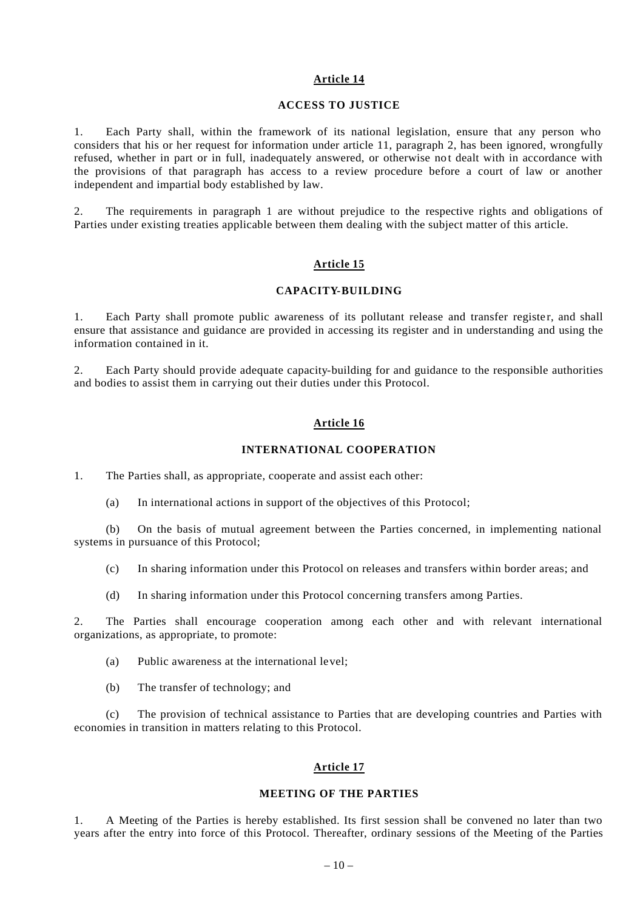## Article 14

### ACCESS TO JUSTICE

1. Each Party shall, within the framework of its national legislation, ensure that any person who considers that his or her request for information under article 11, paragraph 2, has been ignored, wrongfully refused, whether in part or in full, inadequately answered, or otherwise not dealt with in accordance with the provisions of that paragraph has access to a review procedure before a court of law or another independent and impartial body established by law.

2. The requirements in paragraph 1 are without prejudice to the respective rights and obligations of Parties under existing treaties applicable between them dealing with the subject matter of this article.

## Article 15

### CAPACITY-BUILDING

1. Each Party shall promote public awareness of its pollutant release and transfer register, and shall ensure that assistance and guidance are provided in accessing its register and in understanding and using the information contained in it.

2. Each Party should provide adequate capacity-building for and guidance to the responsible authorities and bodies to assist them in carrying out their duties under this Protocol.

## Article 16

### INTERNATIONAL COOPERATION

1. The Parties shall, as appropriate, cooperate and assist each other:

   (a) In international actions in support of the objectives of this Protocol;

   (b) On the basis of mutual agreement between the Parties concerned, in implementing national systems in pursuance of this Protocol;

   (c) In sharing information under this Protocol on releases and transfers within border areas; and

   (d) In sharing information under this Protocol concerning transfers among Parties.

2. The Parties shall encourage cooperation among each other and with relevant international organizations, as appropriate, to promote:

   (a) Public awareness at the international level;

   (b) The transfer of technology; and

   (c) The provision of technical assistance to Parties that are developing countries and Parties with economies in transition in matters relating to this Protocol.

## Article 17

### MEETING OF THE PARTIES

1. A Meeting of the Parties is hereby established. Its first session shall be convened no later than two years after the entry into force of this Protocol. Thereafter, ordinary sessions of the Meeting of the Parties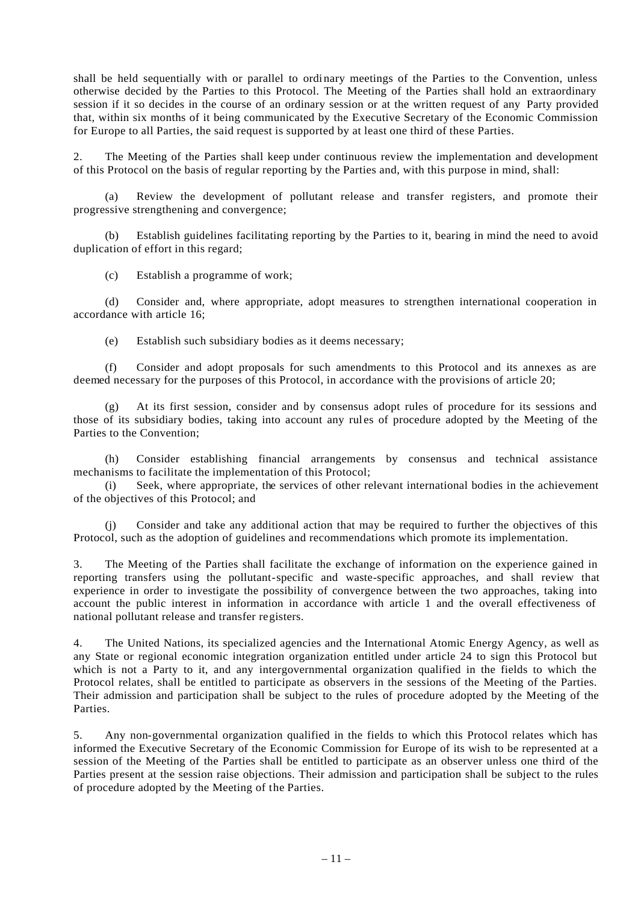shall be held sequentially with or parallel to ordinary meetings of the Parties to the Convention, unless otherwise decided by the Parties to this Protocol. The Meeting of the Parties shall hold an extraordinary session if it so decides in the course of an ordinary session or at the written request of any Party provided that, within six months of it being communicated by the Executive Secretary of the Economic Commission for Europe to all Parties, the said request is supported by at least one third of these Parties.

2. The Meeting of the Parties shall keep under continuous review the implementation and development of this Protocol on the basis of regular reporting by the Parties and, with this purpose in mind, shall:

(a) Review the development of pollutant release and transfer registers, and promote their progressive strengthening and convergence;

(b) Establish guidelines facilitating reporting by the Parties to it, bearing in mind the need to avoid duplication of effort in this regard;

(c) Establish a programme of work;

(d) Consider and, where appropriate, adopt measures to strengthen international cooperation in accordance with article 16;

(e) Establish such subsidiary bodies as it deems necessary;

(f) Consider and adopt proposals for such amendments to this Protocol and its annexes as are deemed necessary for the purposes of this Protocol, in accordance with the provisions of article 20;

(g) At its first session, consider and by consensus adopt rules of procedure for its sessions and those of its subsidiary bodies, taking into account any rules of procedure adopted by the Meeting of the Parties to the Convention;

(h) Consider establishing financial arrangements by consensus and technical assistance mechanisms to facilitate the implementation of this Protocol;

(i) Seek, where appropriate, the services of other relevant international bodies in the achievement of the objectives of this Protocol; and

(j) Consider and take any additional action that may be required to further the objectives of this Protocol, such as the adoption of guidelines and recommendations which promote its implementation.

3. The Meeting of the Parties shall facilitate the exchange of information on the experience gained in reporting transfers using the pollutant-specific and waste-specific approaches, and shall review that experience in order to investigate the possibility of convergence between the two approaches, taking into account the public interest in information in accordance with article 1 and the overall effectiveness of national pollutant release and transfer registers.

4. The United Nations, its specialized agencies and the International Atomic Energy Agency, as well as any State or regional economic integration organization entitled under article 24 to sign this Protocol but which is not a Party to it, and any intergovernmental organization qualified in the fields to which the Protocol relates, shall be entitled to participate as observers in the sessions of the Meeting of the Parties. Their admission and participation shall be subject to the rules of procedure adopted by the Meeting of the Parties.

5. Any non-governmental organization qualified in the fields to which this Protocol relates which has informed the Executive Secretary of the Economic Commission for Europe of its wish to be represented at a session of the Meeting of the Parties shall be entitled to participate as an observer unless one third of the Parties present at the session raise objections. Their admission and participation shall be subject to the rules of procedure adopted by the Meeting of the Parties.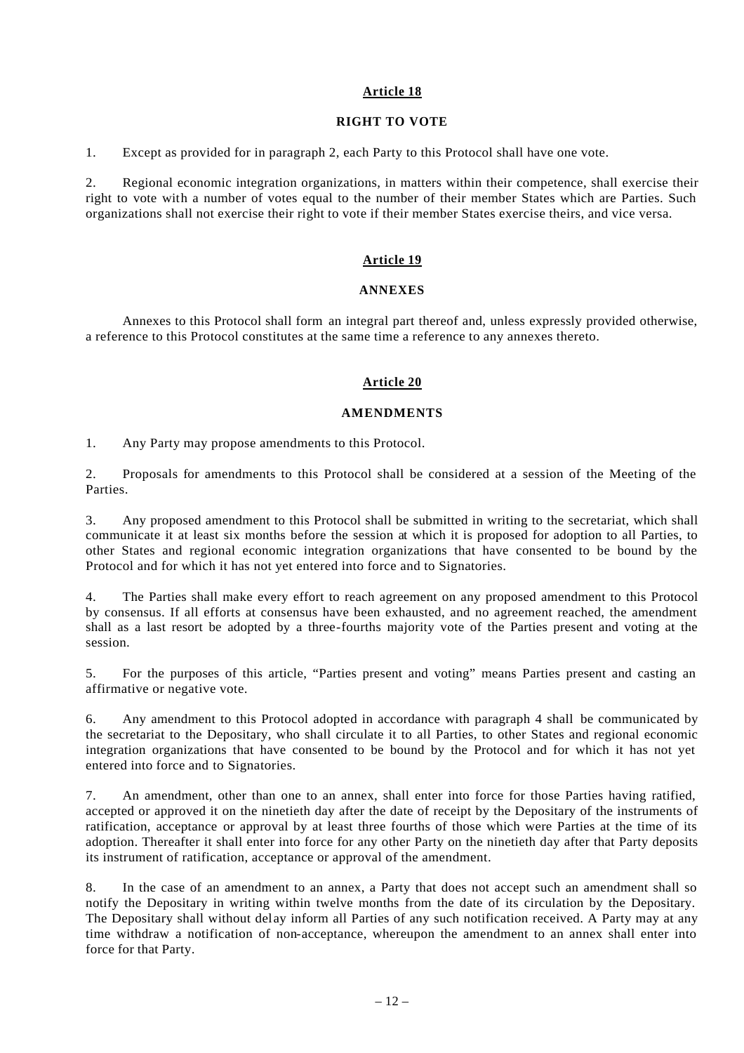## Article 18

### RIGHT TO VOTE

1. Except as provided for in paragraph 2, each Party to this Protocol shall have one vote.

2. Regional economic integration organizations, in matters within their competence, shall exercise their right to vote with a number of votes equal to the number of their member States which are Parties. Such organizations shall not exercise their right to vote if their member States exercise theirs, and vice versa.

## Article 19

### ANNEXES

Annexes to this Protocol shall form an integral part thereof and, unless expressly provided otherwise, a reference to this Protocol constitutes at the same time a reference to any annexes thereto.

## Article 20

### AMENDMENTS

1. Any Party may propose amendments to this Protocol.

2. Proposals for amendments to this Protocol shall be considered at a session of the Meeting of the Parties.

3. Any proposed amendment to this Protocol shall be submitted in writing to the secretariat, which shall communicate it at least six months before the session at which it is proposed for adoption to all Parties, to other States and regional economic integration organizations that have consented to be bound by the Protocol and for which it has not yet entered into force and to Signatories.

4. The Parties shall make every effort to reach agreement on any proposed amendment to this Protocol by consensus. If all efforts at consensus have been exhausted, and no agreement reached, the amendment shall as a last resort be adopted by a three-fourths majority vote of the Parties present and voting at the session.

5. For the purposes of this article, "Parties present and voting" means Parties present and casting an affirmative or negative vote.

6. Any amendment to this Protocol adopted in accordance with paragraph 4 shall be communicated by the secretariat to the Depositary, who shall circulate it to all Parties, to other States and regional economic integration organizations that have consented to be bound by the Protocol and for which it has not yet entered into force and to Signatories.

7. An amendment, other than one to an annex, shall enter into force for those Parties having ratified, accepted or approved it on the ninetieth day after the date of receipt by the Depositary of the instruments of ratification, acceptance or approval by at least three fourths of those which were Parties at the time of its adoption. Thereafter it shall enter into force for any other Party on the ninetieth day after that Party deposits its instrument of ratification, acceptance or approval of the amendment.

8. In the case of an amendment to an annex, a Party that does not accept such an amendment shall so notify the Depositary in writing within twelve months from the date of its circulation by the Depositary. The Depositary shall without delay inform all Parties of any such notification received. A Party may at any time withdraw a notification of non-acceptance, whereupon the amendment to an annex shall enter into force for that Party.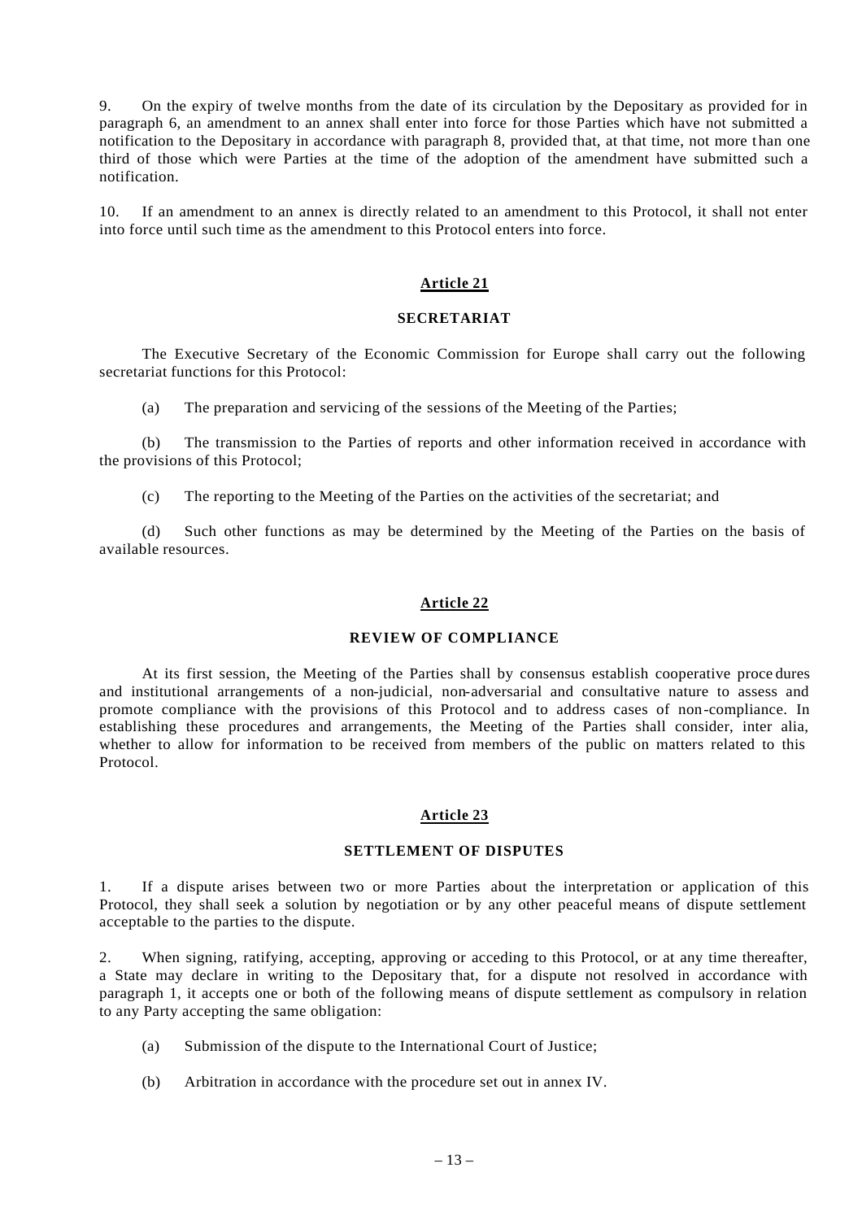9. On the expiry of twelve months from the date of its circulation by the Depositary as provided for in paragraph 6, an amendment to an annex shall enter into force for those Parties which have not submitted a notification to the Depositary in accordance with paragraph 8, provided that, at that time, not more than one third of those which were Parties at the time of the adoption of the amendment have submitted such a notification.

10. If an amendment to an annex is directly related to an amendment to this Protocol, it shall not enter into force until such time as the amendment to this Protocol enters into force.

## Article 21

### SECRETARIAT

The Executive Secretary of the Economic Commission for Europe shall carry out the following secretariat functions for this Protocol:

(a) The preparation and servicing of the sessions of the Meeting of the Parties;

(b) The transmission to the Parties of reports and other information received in accordance with the provisions of this Protocol;

(c) The reporting to the Meeting of the Parties on the activities of the secretariat; and

(d) Such other functions as may be determined by the Meeting of the Parties on the basis of available resources.

## Article 22

### REVIEW OF COMPLIANCE

At its first session, the Meeting of the Parties shall by consensus establish cooperative procedures and institutional arrangements of a non-judicial, non-adversarial and consultative nature to assess and promote compliance with the provisions of this Protocol and to address cases of non-compliance. In establishing these procedures and arrangements, the Meeting of the Parties shall consider, inter alia, whether to allow for information to be received from members of the public on matters related to this Protocol.

## Article 23

### SETTLEMENT OF DISPUTES

1. If a dispute arises between two or more Parties about the interpretation or application of this Protocol, they shall seek a solution by negotiation or by any other peaceful means of dispute settlement acceptable to the parties to the dispute.

2. When signing, ratifying, accepting, approving or acceding to this Protocol, or at any time thereafter, a State may declare in writing to the Depositary that, for a dispute not resolved in accordance with paragraph 1, it accepts one or both of the following means of dispute settlement as compulsory in relation to any Party accepting the same obligation:

(a) Submission of the dispute to the International Court of Justice;

(b) Arbitration in accordance with the procedure set out in annex IV.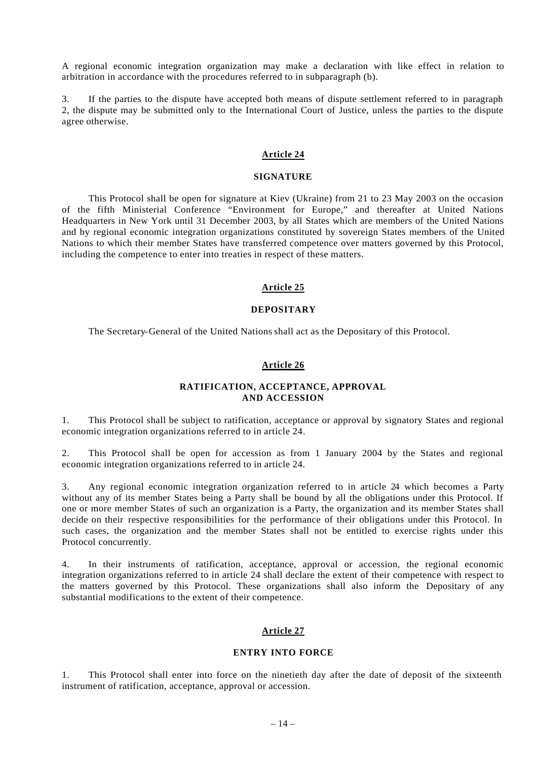A regional economic integration organization may make a declaration with like effect in relation to arbitration in accordance with the procedures referred to in subparagraph (b).

3. If the parties to the dispute have accepted both means of dispute settlement referred to in paragraph 2, the dispute may be submitted only to the International Court of Justice, unless the parties to the dispute agree otherwise.

## Article 24

### SIGNATURE

This Protocol shall be open for signature at Kiev (Ukraine) from 21 to 23 May 2003 on the occasion of the fifth Ministerial Conference "Environment for Europe," and thereafter at United Nations Headquarters in New York until 31 December 2003, by all States which are members of the United Nations and by regional economic integration organizations constituted by sovereign States members of the United Nations to which their member States have transferred competence over matters governed by this Protocol, including the competence to enter into treaties in respect of these matters.

## Article 25

### DEPOSITARY

The Secretary-General of the United Nations shall act as the Depositary of this Protocol.

## Article 26

### RATIFICATION, ACCEPTANCE, APPROVAL AND ACCESSION

1. This Protocol shall be subject to ratification, acceptance or approval by signatory States and regional economic integration organizations referred to in article 24.

2. This Protocol shall be open for accession as from 1 January 2004 by the States and regional economic integration organizations referred to in article 24.

3. Any regional economic integration organization referred to in article 24 which becomes a Party without any of its member States being a Party shall be bound by all the obligations under this Protocol. If one or more member States of such an organization is a Party, the organization and its member States shall decide on their respective responsibilities for the performance of their obligations under this Protocol. In such cases, the organization and the member States shall not be entitled to exercise rights under this Protocol concurrently.

4. In their instruments of ratification, acceptance, approval or accession, the regional economic integration organizations referred to in article 24 shall declare the extent of their competence with respect to the matters governed by this Protocol. These organizations shall also inform the Depositary of any substantial modifications to the extent of their competence.

## Article 27

### ENTRY INTO FORCE

1. This Protocol shall enter into force on the ninetieth day after the date of deposit of the sixteenth instrument of ratification, acceptance, approval or accession.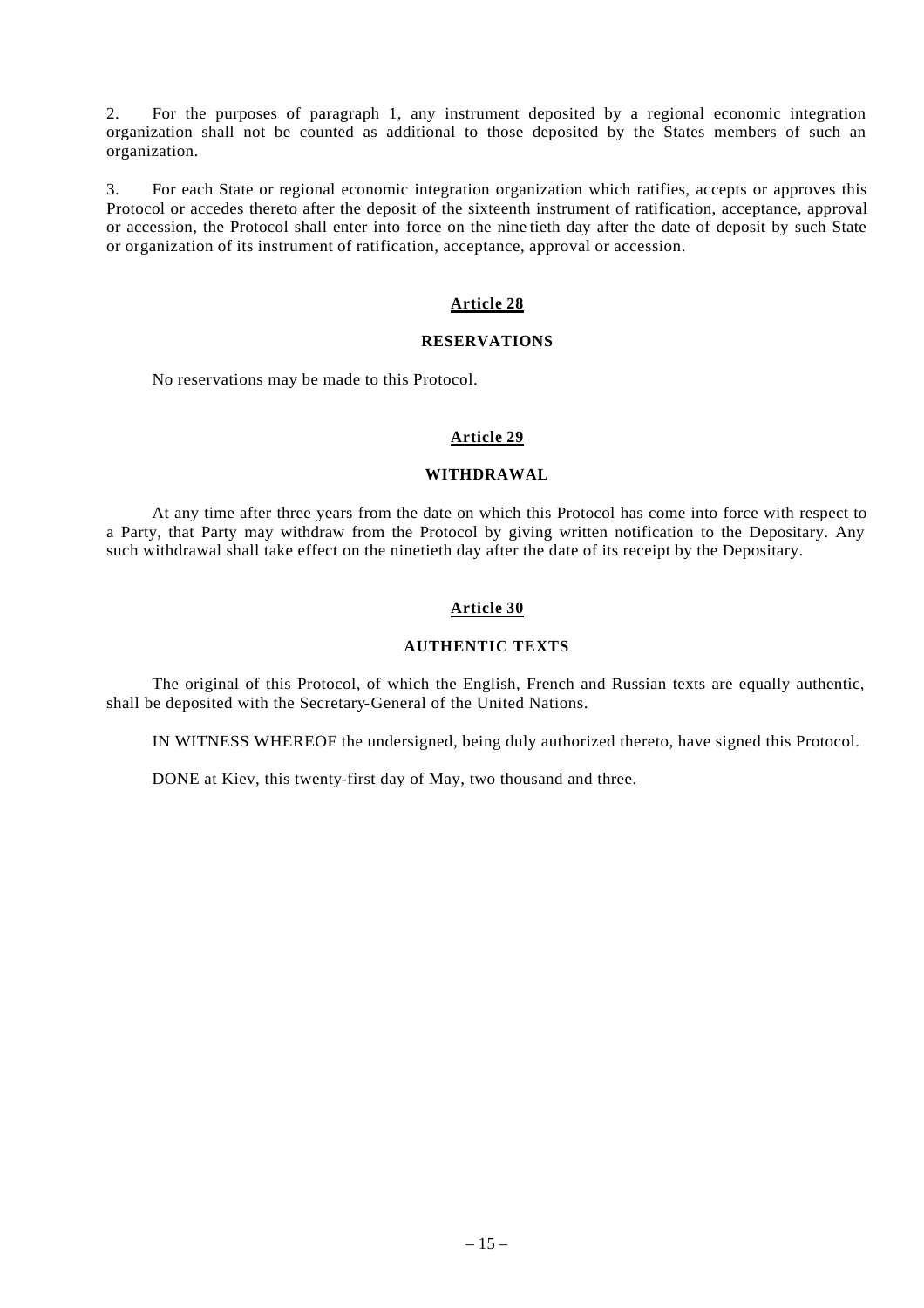2. For the purposes of paragraph 1, any instrument deposited by a regional economic integration organization shall not be counted as additional to those deposited by the States members of such an organization.

3. For each State or regional economic integration organization which ratifies, accepts or approves this Protocol or accedes thereto after the deposit of the sixteenth instrument of ratification, acceptance, approval or accession, the Protocol shall enter into force on the ninetieth day after the date of deposit by such State or organization of its instrument of ratification, acceptance, approval or accession.

## Article 28

### RESERVATIONS

No reservations may be made to this Protocol.

## Article 29

### WITHDRAWAL

At any time after three years from the date on which this Protocol has come into force with respect to a Party, that Party may withdraw from the Protocol by giving written notification to the Depositary. Any such withdrawal shall take effect on the ninetieth day after the date of its receipt by the Depositary.

## Article 30

### AUTHENTIC TEXTS

The original of this Protocol, of which the English, French and Russian texts are equally authentic, shall be deposited with the Secretary-General of the United Nations.

IN WITNESS WHEREOF the undersigned, being duly authorized thereto, have signed this Protocol.

DONE at Kiev, this twenty-first day of May, two thousand and three.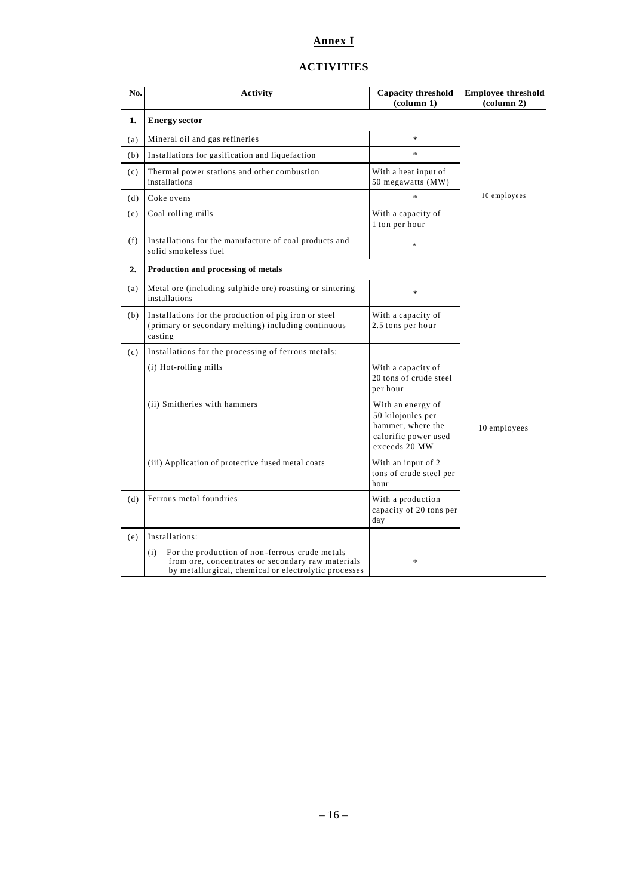# Annex I

## ACTIVITIES

| No. | Activity | Capacity threshold (column 1) | Employee threshold (column 2) |
|---|---|---|---|
| **1.** | **Energy sector** | | |
| (a) | Mineral oil and gas refineries | * | 10 employees |
| (b) | Installations for gasification and liquefaction | * | |
| (c) | Thermal power stations and other combustion installations | With a heat input of 50 megawatts (MW) | |
| (d) | Coke ovens | * | |
| (e) | Coal rolling mills | With a capacity of 1 ton per hour | |
| (f) | Installations for the manufacture of coal products and solid smokeless fuel | * | |
| **2.** | **Production and processing of metals** | | |
| (a) | Metal ore (including sulphide ore) roasting or sintering installations | * | 10 employees |
| (b) | Installations for the production of pig iron or steel (primary or secondary melting) including continuous casting | With a capacity of 2.5 tons per hour | |
| (c) | Installations for the processing of ferrous metals: | | |
| | (i) Hot-rolling mills | With a capacity of 20 tons of crude steel per hour | |
| | (ii) Smitheries with hammers | With an energy of 50 kilojoules per hammer, where the calorific power used exceeds 20 MW | |
| | (iii) Application of protective fused metal coats | With an input of 2 tons of crude steel per hour | |
| (d) | Ferrous metal foundries | With a production capacity of 20 tons per day | |
| (e) | Installations: | | |
| | (i) For the production of non-ferrous crude metals from ore, concentrates or secondary raw materials by metallurgical, chemical or electrolytic processes | * | |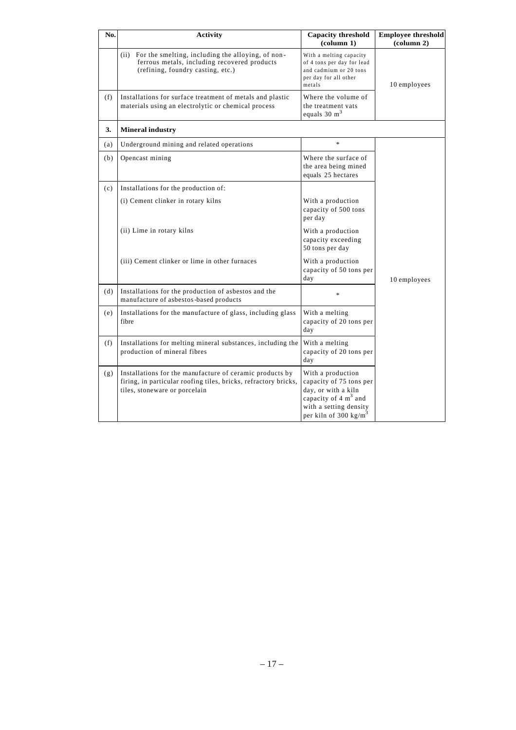| No. | Activity | Capacity threshold (column 1) | Employee threshold (column 2) |
|---|---|---|---|
| | (ii) For the smelting, including the alloying, of non-ferrous metals, including recovered products (refining, foundry casting, etc.) | With a melting capacity of 4 tons per day for lead and cadmium or 20 tons per day for all other metals | 10 employees |
| (f) | Installations for surface treatment of metals and plastic materials using an electrolytic or chemical process | Where the volume of the treatment vats equals 30 $m^3$ | |
| **3.** | **Mineral industry** | | |
| (a) | Underground mining and related operations | * | 10 employees |
| (b) | Opencast mining | Where the surface of the area being mined equals 25 hectares | |
| (c) | Installations for the production of: | | |
| | (i) Cement clinker in rotary kilns | With a production capacity of 500 tons per day | |
| | (ii) Lime in rotary kilns | With a production capacity exceeding 50 tons per day | |
| | (iii) Cement clinker or lime in other furnaces | With a production capacity of 50 tons per day | |
| (d) | Installations for the production of asbestos and the manufacture of asbestos-based products | * | |
| (e) | Installations for the manufacture of glass, including glass fibre | With a melting capacity of 20 tons per day | |
| (f) | Installations for melting mineral substances, including the production of mineral fibres | With a melting capacity of 20 tons per day | |
| (g) | Installations for the manufacture of ceramic products by firing, in particular roofing tiles, bricks, refractory bricks, tiles, stoneware or porcelain | With a production capacity of 75 tons per day, or with a kiln capacity of 4 $m^3$ and with a setting density per kiln of 300 $kg/m^3$ | |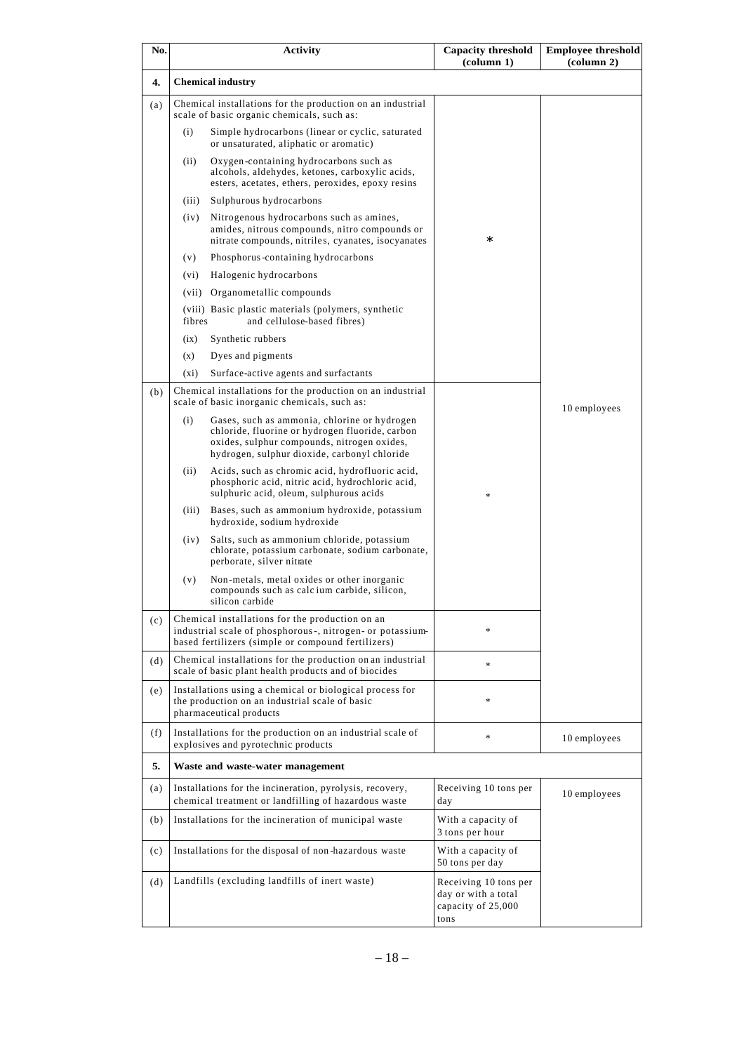| No. | Activity | Capacity threshold (column 1) | Employee threshold (column 2) |
|---|---|---|---|
| **4.** | **Chemical industry** | | |
| (a) | Chemical installations for the production on an industrial scale of basic organic chemicals, such as:<br>(i) Simple hydrocarbons (linear or cyclic, saturated or unsaturated, aliphatic or aromatic)<br>(ii) Oxygen-containing hydrocarbons such as alcohols, aldehydes, ketones, carboxylic acids, esters, acetates, ethers, peroxides, epoxy resins<br>(iii) Sulphurous hydrocarbons<br>(iv) Nitrogenous hydrocarbons such as amines, amides, nitrous compounds, nitro compounds or nitrate compounds, nitriles, cyanates, isocyanates<br>(v) Phosphorus-containing hydrocarbons<br>(vi) Halogenic hydrocarbons<br>(vii) Organometallic compounds<br>(viii) Basic plastic materials (polymers, synthetic fibres and cellulose-based fibres)<br>(ix) Synthetic rubbers<br>(x) Dyes and pigments<br>(xi) Surface-active agents and surfactants | * | 10 employees |
| (b) | Chemical installations for the production on an industrial scale of basic inorganic chemicals, such as:<br>(i) Gases, such as ammonia, chlorine or hydrogen chloride, fluorine or hydrogen fluoride, carbon oxides, sulphur compounds, nitrogen oxides, hydrogen, sulphur dioxide, carbonyl chloride<br>(ii) Acids, such as chromic acid, hydrofluoric acid, phosphoric acid, nitric acid, hydrochloric acid, sulphuric acid, oleum, sulphurous acids<br>(iii) Bases, such as ammonium hydroxide, potassium hydroxide, sodium hydroxide<br>(iv) Salts, such as ammonium chloride, potassium chlorate, potassium carbonate, sodium carbonate, perborate, silver nitrate<br>(v) Non-metals, metal oxides or other inorganic compounds such as calcium carbide, silicon, silicon carbide | * | |
| (c) | Chemical installations for the production on an industrial scale of phosphorous-, nitrogen- or potassium-based fertilizers (simple or compound fertilizers) | * | |
| (d) | Chemical installations for the production on an industrial scale of basic plant health products and of biocides | * | |
| (e) | Installations using a chemical or biological process for the production on an industrial scale of basic pharmaceutical products | * | |
| (f) | Installations for the production on an industrial scale of explosives and pyrotechnic products | * | 10 employees |
| **5.** | **Waste and waste-water management** | | |
| (a) | Installations for the incineration, pyrolysis, recovery, chemical treatment or landfilling of hazardous waste | Receiving 10 tons per day | 10 employees |
| (b) | Installations for the incineration of municipal waste | With a capacity of 3 tons per hour | |
| (c) | Installations for the disposal of non-hazardous waste | With a capacity of 50 tons per day | |
| (d) | Landfills (excluding landfills of inert waste) | Receiving 10 tons per day or with a total capacity of 25,000 tons | |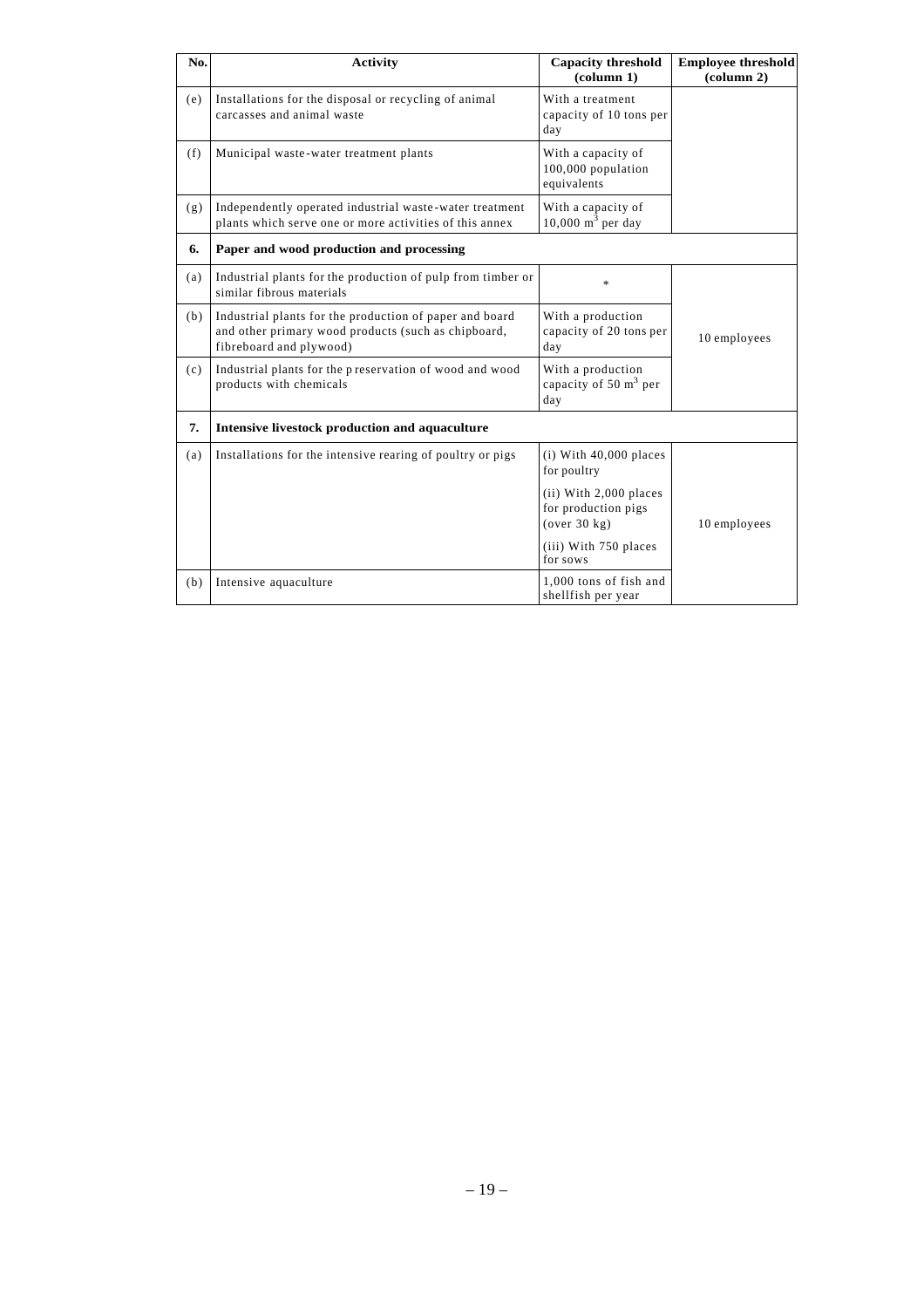| No. | Activity | Capacity threshold (column 1) | Employee threshold (column 2) |
|---|---|---|---|
| (e) | Installations for the disposal or recycling of animal carcasses and animal waste | With a treatment capacity of 10 tons per day | |
| (f) | Municipal waste-water treatment plants | With a capacity of 100,000 population equivalents | |
| (g) | Independently operated industrial waste-water treatment plants which serve one or more activities of this annex | With a capacity of 10,000 $m^3$ per day | |
| **6.** | **Paper and wood production and processing** | | |
| (a) | Industrial plants for the production of pulp from timber or similar fibrous materials | * | 10 employees |
| (b) | Industrial plants for the production of paper and board and other primary wood products (such as chipboard, fibreboard and plywood) | With a production capacity of 20 tons per day | |
| (c) | Industrial plants for the preservation of wood and wood products with chemicals | With a production capacity of 50 $m^3$ per day | |
| **7.** | **Intensive livestock production and aquaculture** | | |
| (a) | Installations for the intensive rearing of poultry or pigs | (i) With 40,000 places for poultry<br>(ii) With 2,000 places for production pigs (over 30 kg)<br>(iii) With 750 places for sows | 10 employees |
| (b) | Intensive aquaculture | 1,000 tons of fish and shellfish per year | |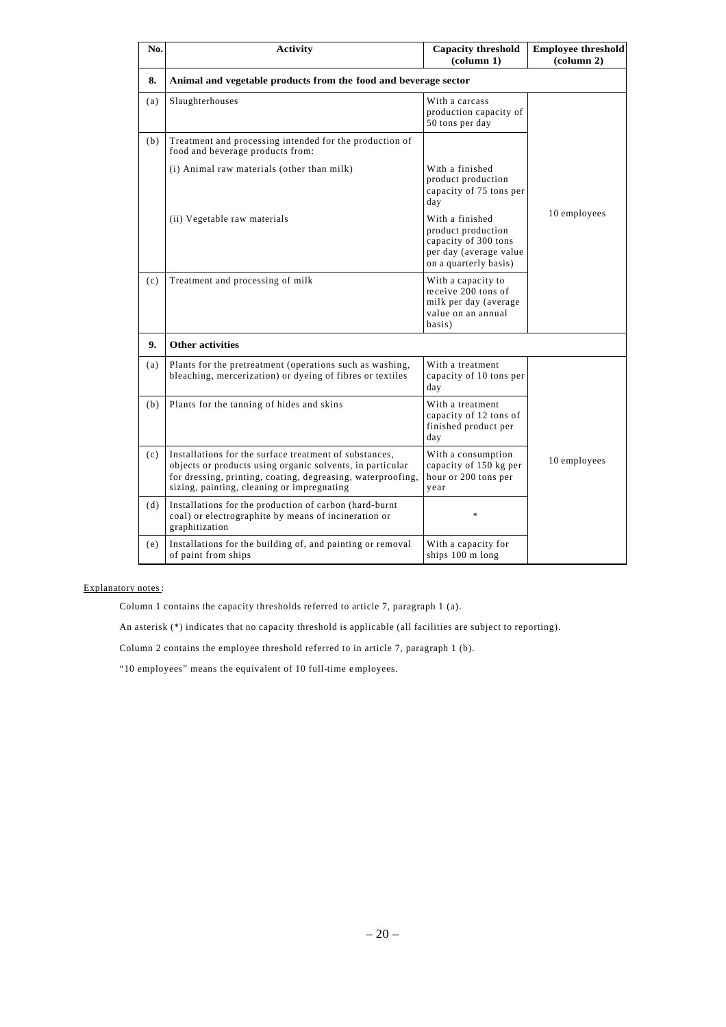| No. | Activity | Capacity threshold (column 1) | Employee threshold (column 2) |
|---|---|---|---|
| **8.** | **Animal and vegetable products from the food and beverage sector** | | |
| (a) | Slaughterhouses | With a carcass production capacity of 50 tons per day | 10 employees |
| (b) | Treatment and processing intended for the production of food and beverage products from: | | |
| | (i) Animal raw materials (other than milk) | With a finished product production capacity of 75 tons per day | |
| | (ii) Vegetable raw materials | With a finished product production capacity of 300 tons per day (average value on a quarterly basis) | |
| (c) | Treatment and processing of milk | With a capacity to receive 200 tons of milk per day (average value on an annual basis) | |
| **9.** | **Other activities** | | |
| (a) | Plants for the pretreatment (operations such as washing, bleaching, mercerization) or dyeing of fibres or textiles | With a treatment capacity of 10 tons per day | 10 employees |
| (b) | Plants for the tanning of hides and skins | With a treatment capacity of 12 tons of finished product per day | |
| (c) | Installations for the surface treatment of substances, objects or products using organic solvents, in particular for dressing, printing, coating, degreasing, waterproofing, sizing, painting, cleaning or impregnating | With a consumption capacity of 150 kg per hour or 200 tons per year | |
| (d) | Installations for the production of carbon (hard-burnt coal) or electrographite by means of incineration or graphitization | * | |
| (e) | Installations for the building of, and painting or removal of paint from ships | With a capacity for ships 100 m long | |

Explanatory notes:

Column 1 contains the capacity thresholds referred to article 7, paragraph 1 (a).

An asterisk (*) indicates that no capacity threshold is applicable (all facilities are subject to reporting).

Column 2 contains the employee threshold referred to in article 7, paragraph 1 (b).

"10 employees" means the equivalent of 10 full-time employees.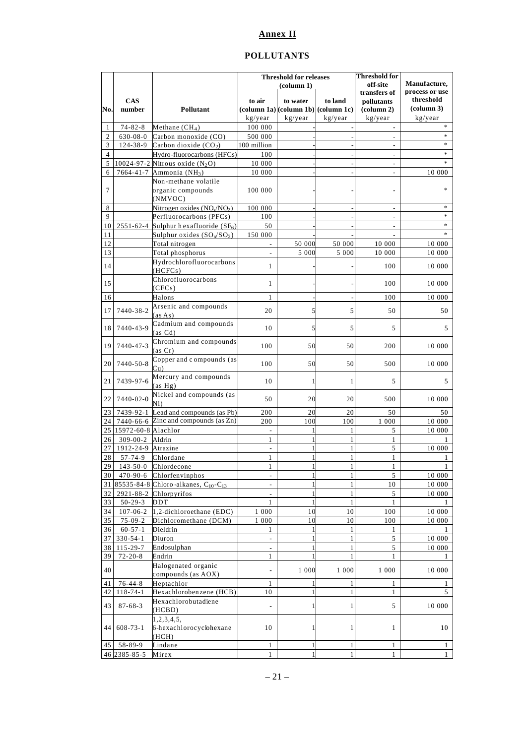## Annex II

## POLLUTANTS

| No. | CAS number | Pollutant | Threshold for releases (column 1) | | | Threshold for off-site transfers of pollutants (column 2) | Manufacture, process or use threshold (column 3) |
|---|---|---|---|---|---|---|---|
| | | | to air (column 1a) | to water (column 1b) | to land (column 1c) | | |
| | | | kg/year | kg/year | kg/year | kg/year | kg/year |
| 1 | 74-82-8 | Methane ($CH_4$) | 100 000 | - | - | - | * |
| 2 | 630-08-0 | Carbon monoxide (CO) | 500 000 | - | - | - | * |
| 3 | 124-38-9 | Carbon dioxide ($CO_2$) | 100 million | - | - | - | * |
| 4 | | Hydro-fluorocarbons (HFCs) | 100 | - | - | - | * |
| 5 | 10024-97-2 | Nitrous oxide ($N_2O$) | 10 000 | - | - | - | * |
| 6 | 7664-41-7 | Ammonia ($NH_3$) | 10 000 | - | - | - | 10 000 |
| 7 | | Non-methane volatile organic compounds (NMVOC) | 100 000 | - | - | - | * |
| 8 | | Nitrogen oxides ($NO_x/NO_2$) | 100 000 | - | - | - | * |
| 9 | | Perfluorocarbons (PFCs) | 100 | - | - | - | * |
| 10 | 2551-62-4 | Sulphur hexafluoride ($SF_6$) | 50 | - | - | - | * |
| 11 | | Sulphur oxides ($SO_x/SO_2$) | 150 000 | - | - | - | * |
| 12 | | Total nitrogen | - | 50 000 | 50 000 | 10 000 | 10 000 |
| 13 | | Total phosphorus | - | 5 000 | 5 000 | 10 000 | 10 000 |
| 14 | | Hydrochlorofluorocarbons (HCFCs) | 1 | - | - | 100 | 10 000 |
| 15 | | Chlorofluorocarbons (CFCs) | 1 | - | - | 100 | 10 000 |
| 16 | | Halons | 1 | - | - | 100 | 10 000 |
| 17 | 7440-38-2 | Arsenic and compounds (as As) | 20 | 5 | 5 | 50 | 50 |
| 18 | 7440-43-9 | Cadmium and compounds (as Cd) | 10 | 5 | 5 | 5 | 5 |
| 19 | 7440-47-3 | Chromium and compounds (as Cr) | 100 | 50 | 50 | 200 | 10 000 |
| 20 | 7440-50-8 | Copper and compounds (as Cu) | 100 | 50 | 50 | 500 | 10 000 |
| 21 | 7439-97-6 | Mercury and compounds (as Hg) | 10 | 1 | 1 | 5 | 5 |
| 22 | 7440-02-0 | Nickel and compounds (as Ni) | 50 | 20 | 20 | 500 | 10 000 |
| 23 | 7439-92-1 | Lead and compounds (as Pb) | 200 | 20 | 20 | 50 | 50 |
| 24 | 7440-66-6 | Zinc and compounds (as Zn) | 200 | 100 | 100 | 1 000 | 10 000 |
| 25 | 15972-60-8 | Alachlor | - | 1 | 1 | 5 | 10 000 |
| 26 | 309-00-2 | Aldrin | 1 | 1 | 1 | 1 | 1 |
| 27 | 1912-24-9 | Atrazine | - | 1 | 1 | 5 | 10 000 |
| 28 | 57-74-9 | Chlordane | 1 | 1 | 1 | 1 | 1 |
| 29 | 143-50-0 | Chlordecone | 1 | 1 | 1 | 1 | 1 |
| 30 | 470-90-6 | Chlorfenvinphos | - | 1 | 1 | 5 | 10 000 |
| 31 | 85535-84-8 | Chloro-alkanes, $C_{10}$-$C_{13}$ | - | 1 | 1 | 10 | 10 000 |
| 32 | 2921-88-2 | Chlorpyrifos | - | 1 | 1 | 5 | 10 000 |
| 33 | 50-29-3 | DDT | 1 | 1 | 1 | 1 | 1 |
| 34 | 107-06-2 | 1,2-dichloroethane (EDC) | 1 000 | 10 | 10 | 100 | 10 000 |
| 35 | 75-09-2 | Dichloromethane (DCM) | 1 000 | 10 | 10 | 100 | 10 000 |
| 36 | 60-57-1 | Dieldrin | 1 | 1 | 1 | 1 | 1 |
| 37 | 330-54-1 | Diuron | - | 1 | 1 | 5 | 10 000 |
| 38 | 115-29-7 | Endosulphan | - | 1 | 1 | 5 | 10 000 |
| 39 | 72-20-8 | Endrin | 1 | 1 | 1 | 1 | 1 |
| 40 | | Halogenated organic compounds (as AOX) | - | 1 000 | 1 000 | 1 000 | 10 000 |
| 41 | 76-44-8 | Heptachlor | 1 | 1 | 1 | 1 | 1 |
| 42 | 118-74-1 | Hexachlorobenzene (HCB) | 10 | 1 | 1 | 1 | 5 |
| 43 | 87-68-3 | Hexachlorobutadiene (HCBD) | - | 1 | 1 | 5 | 10 000 |
| 44 | 608-73-1 | 1,2,3,4,5, 6-hexachlorocyclohexane (HCH) | 10 | 1 | 1 | 1 | 10 |
| 45 | 58-89-9 | Lindane | 1 | 1 | 1 | 1 | 1 |
| 46 | 2385-85-5 | Mirex | 1 | 1 | 1 | 1 | 1 |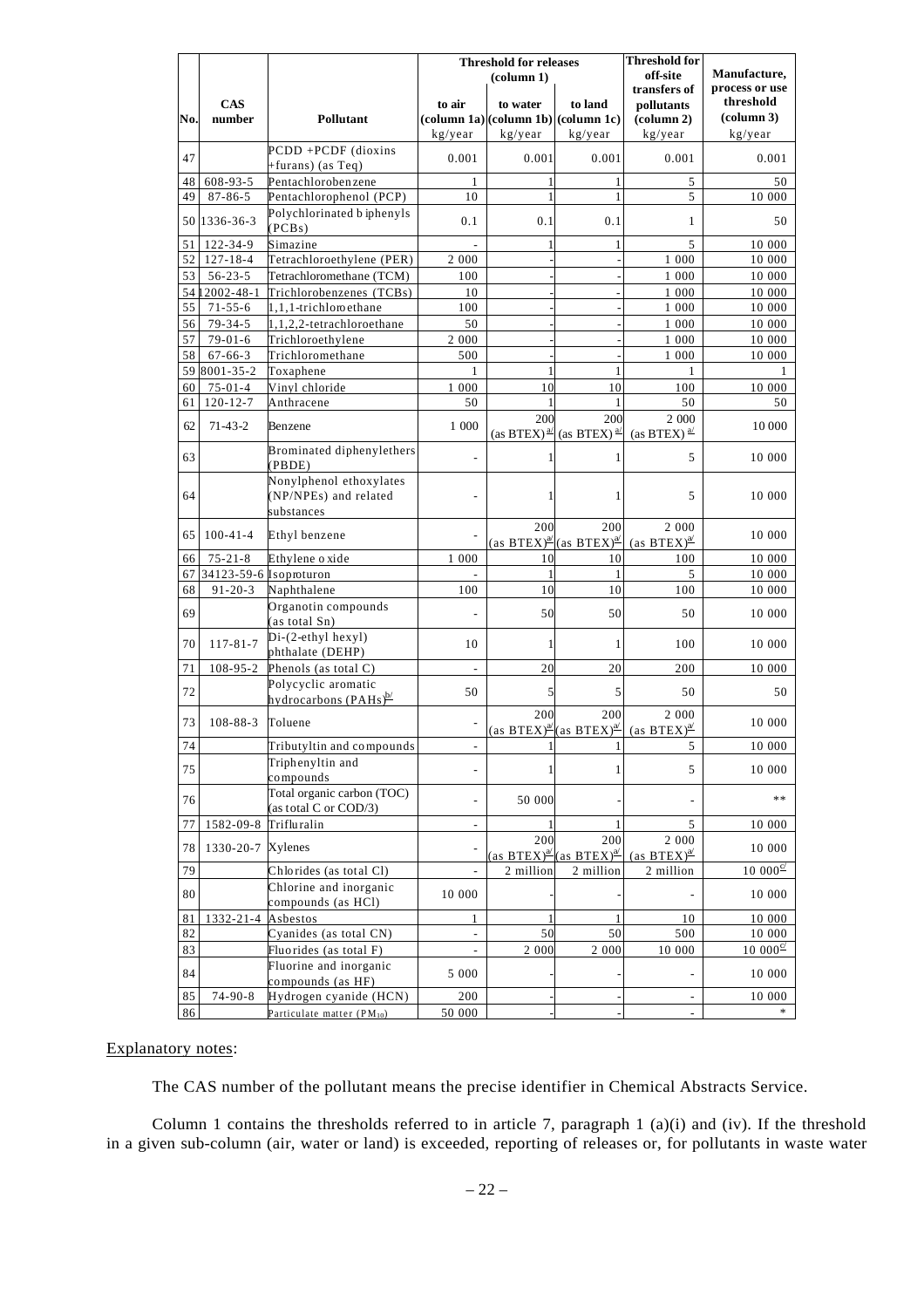| No. | CAS number | Pollutant | Threshold for releases (column 1) | | | Threshold for off-site transfers of pollutants (column 2) | Manufacture, process or use threshold (column 3) |
|---|---|---|---|---|---|---|---|
| | | | to air (column 1a) | to water (column 1b) | to land (column 1c) | | |
| | | | kg/year | kg/year | kg/year | kg/year | kg/year |
| 47 | | PCDD +PCDF (dioxins +furans) (as Teq) | 0.001 | 0.001 | 0.001 | 0.001 | 0.001 |
| 48 | 608-93-5 | Pentachlorobenzene | 1 | 1 | 1 | 5 | 50 |
| 49 | 87-86-5 | Pentachlorophenol (PCP) | 10 | 1 | 1 | 5 | 10 000 |
| 50 | 1336-36-3 | Polychlorinated biphenyls (PCBs) | 0.1 | 0.1 | 0.1 | 1 | 50 |
| 51 | 122-34-9 | Simazine | - | 1 | 1 | 5 | 10 000 |
| 52 | 127-18-4 | Tetrachloroethylene (PER) | 2 000 | - | - | 1 000 | 10 000 |
| 53 | 56-23-5 | Tetrachloromethane (TCM) | 100 | - | - | 1 000 | 10 000 |
| 54 | 12002-48-1 | Trichlorobenzenes (TCBs) | 10 | - | - | 1 000 | 10 000 |
| 55 | 71-55-6 | 1,1,1-trichloroethane | 100 | - | - | 1 000 | 10 000 |
| 56 | 79-34-5 | 1,1,2,2-tetrachloroethane | 50 | - | - | 1 000 | 10 000 |
| 57 | 79-01-6 | Trichloroethylene | 2 000 | - | - | 1 000 | 10 000 |
| 58 | 67-66-3 | Trichloromethane | 500 | - | - | 1 000 | 10 000 |
| 59 | 8001-35-2 | Toxaphene | 1 | 1 | 1 | 1 | 1 |
| 60 | 75-01-4 | Vinyl chloride | 1 000 | 10 | 10 | 100 | 10 000 |
| 61 | 120-12-7 | Anthracene | 50 | 1 | 1 | 50 | 50 |
| 62 | 71-43-2 | Benzene | 1 000 | 200 (as BTEX)[a/] | 200 (as BTEX)[a/] | 2 000 (as BTEX)[a/] | 10 000 |
| 63 | | Brominated diphenylethers (PBDE) | - | 1 | 1 | 5 | 10 000 |
| 64 | | Nonylphenol ethoxylates (NP/NPEs) and related substances | - | 1 | 1 | 5 | 10 000 |
| 65 | 100-41-4 | Ethyl benzene | - | 200 (as BTEX)[a/] | 200 (as BTEX)[a/] | 2 000 (as BTEX)[a/] | 10 000 |
| 66 | 75-21-8 | Ethylene oxide | 1 000 | 10 | 10 | 100 | 10 000 |
| 67 | 34123-59-6 | Isoproturon | - | 1 | 1 | 5 | 10 000 |
| 68 | 91-20-3 | Naphthalene | 100 | 10 | 10 | 100 | 10 000 |
| 69 | | Organotin compounds (as total Sn) | - | 50 | 50 | 50 | 10 000 |
| 70 | 117-81-7 | Di-(2-ethyl hexyl) phthalate (DEHP) | 10 | 1 | 1 | 100 | 10 000 |
| 71 | 108-95-2 | Phenols (as total C) | - | 20 | 20 | 200 | 10 000 |
| 72 | | Polycyclic aromatic hydrocarbons (PAHs)[b/] | 50 | 5 | 5 | 50 | 50 |
| 73 | 108-88-3 | Toluene | - | 200 (as BTEX)[a/] | 200 (as BTEX)[a/] | 2 000 (as BTEX)[a/] | 10 000 |
| 74 | | Tributyltin and compounds | - | 1 | 1 | 5 | 10 000 |
| 75 | | Triphenyltin and compounds | - | 1 | 1 | 5 | 10 000 |
| 76 | | Total organic carbon (TOC) (as total C or COD/3) | - | 50 000 | - | - | ** |
| 77 | 1582-09-8 | Trifluralin | - | 1 | 1 | 5 | 10 000 |
| 78 | 1330-20-7 | Xylenes | - | 200 (as BTEX)[a/] | 200 (as BTEX)[a/] | 2 000 (as BTEX)[a/] | 10 000 |
| 79 | | Chlorides (as total Cl) | - | 2 million | 2 million | 2 million | 10 000[c/] |
| 80 | | Chlorine and inorganic compounds (as HCl) | 10 000 | - | - | - | 10 000 |
| 81 | 1332-21-4 | Asbestos | 1 | 1 | 1 | 10 | 10 000 |
| 82 | | Cyanides (as total CN) | - | 50 | 50 | 500 | 10 000 |
| 83 | | Fluorides (as total F) | - | 2 000 | 2 000 | 10 000 | 10 000[c/] |
| 84 | | Fluorine and inorganic compounds (as HF) | 5 000 | - | - | - | 10 000 |
| 85 | 74-90-8 | Hydrogen cyanide (HCN) | 200 | - | - | - | 10 000 |
| 86 | | Particulate matter ($PM_{10}$) | 50 000 | - | - | - | * |

Explanatory notes:

The CAS number of the pollutant means the precise identifier in Chemical Abstracts Service.

Column 1 contains the thresholds referred to in article 7, paragraph 1 (a)(i) and (iv). If the threshold in a given sub-column (air, water or land) is exceeded, reporting of releases or, for pollutants in waste water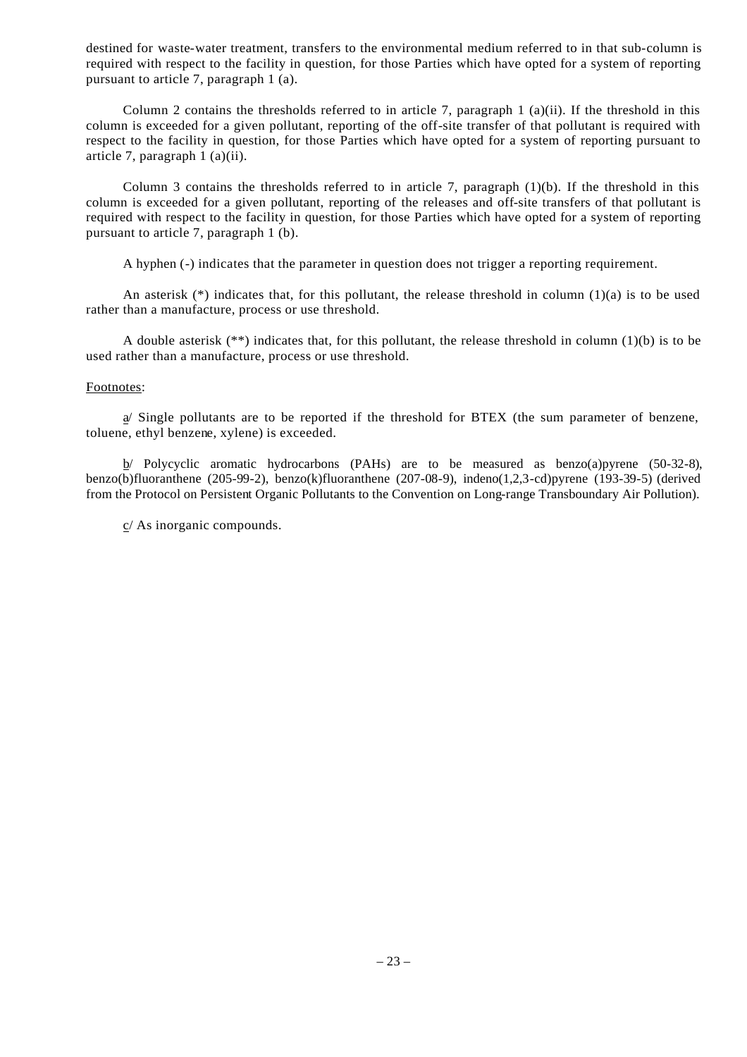destined for waste-water treatment, transfers to the environmental medium referred to in that sub-column is required with respect to the facility in question, for those Parties which have opted for a system of reporting pursuant to article 7, paragraph 1 (a).

Column 2 contains the thresholds referred to in article 7, paragraph 1 (a)(ii). If the threshold in this column is exceeded for a given pollutant, reporting of the off-site transfer of that pollutant is required with respect to the facility in question, for those Parties which have opted for a system of reporting pursuant to article 7, paragraph 1 (a)(ii).

Column 3 contains the thresholds referred to in article 7, paragraph (1)(b). If the threshold in this column is exceeded for a given pollutant, reporting of the releases and off-site transfers of that pollutant is required with respect to the facility in question, for those Parties which have opted for a system of reporting pursuant to article 7, paragraph 1 (b).

A hyphen (-) indicates that the parameter in question does not trigger a reporting requirement.

An asterisk (*) indicates that, for this pollutant, the release threshold in column (1)(a) is to be used rather than a manufacture, process or use threshold.

A double asterisk (**) indicates that, for this pollutant, the release threshold in column (1)(b) is to be used rather than a manufacture, process or use threshold.

Footnotes:

a/ Single pollutants are to be reported if the threshold for BTEX (the sum parameter of benzene, toluene, ethyl benzene, xylene) is exceeded.

b/ Polycyclic aromatic hydrocarbons (PAHs) are to be measured as benzo(a)pyrene (50-32-8), benzo(b)fluoranthene (205-99-2), benzo(k)fluoranthene (207-08-9), indeno(1,2,3-cd)pyrene (193-39-5) (derived from the Protocol on Persistent Organic Pollutants to the Convention on Long-range Transboundary Air Pollution).

c/ As inorganic compounds.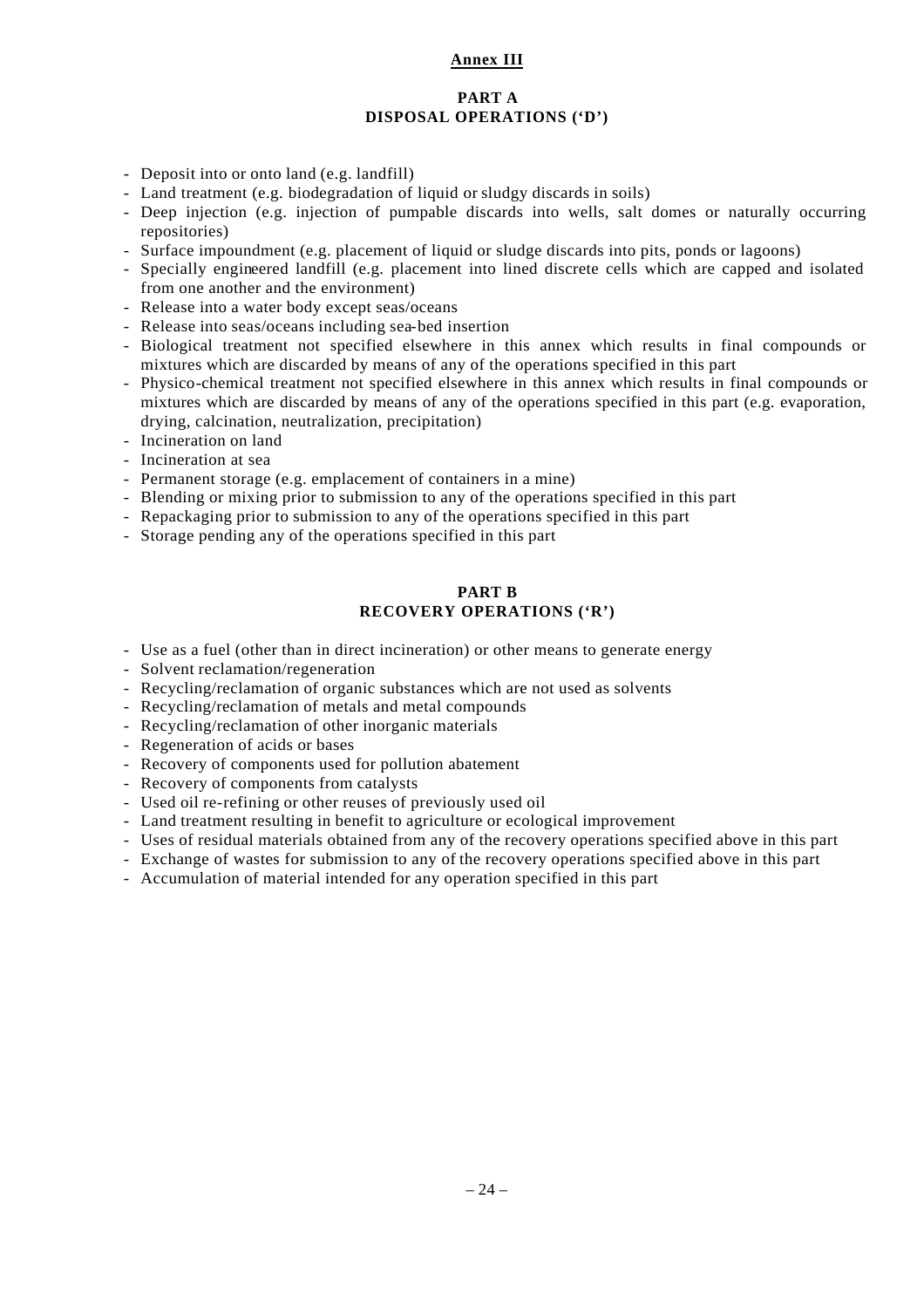## Annex III

### PART A
### DISPOSAL OPERATIONS ('D')

- Deposit into or onto land (e.g. landfill)
- Land treatment (e.g. biodegradation of liquid or sludgy discards in soils)
- Deep injection (e.g. injection of pumpable discards into wells, salt domes or naturally occurring repositories)
- Surface impoundment (e.g. placement of liquid or sludge discards into pits, ponds or lagoons)
- Specially engineered landfill (e.g. placement into lined discrete cells which are capped and isolated from one another and the environment)
- Release into a water body except seas/oceans
- Release into seas/oceans including sea-bed insertion
- Biological treatment not specified elsewhere in this annex which results in final compounds or mixtures which are discarded by means of any of the operations specified in this part
- Physico-chemical treatment not specified elsewhere in this annex which results in final compounds or mixtures which are discarded by means of any of the operations specified in this part (e.g. evaporation, drying, calcination, neutralization, precipitation)
- Incineration on land
- Incineration at sea
- Permanent storage (e.g. emplacement of containers in a mine)
- Blending or mixing prior to submission to any of the operations specified in this part
- Repackaging prior to submission to any of the operations specified in this part
- Storage pending any of the operations specified in this part

### PART B
### RECOVERY OPERATIONS ('R')

- Use as a fuel (other than in direct incineration) or other means to generate energy
- Solvent reclamation/regeneration
- Recycling/reclamation of organic substances which are not used as solvents
- Recycling/reclamation of metals and metal compounds
- Recycling/reclamation of other inorganic materials
- Regeneration of acids or bases
- Recovery of components used for pollution abatement
- Recovery of components from catalysts
- Used oil re-refining or other reuses of previously used oil
- Land treatment resulting in benefit to agriculture or ecological improvement
- Uses of residual materials obtained from any of the recovery operations specified above in this part
- Exchange of wastes for submission to any of the recovery operations specified above in this part
- Accumulation of material intended for any operation specified in this part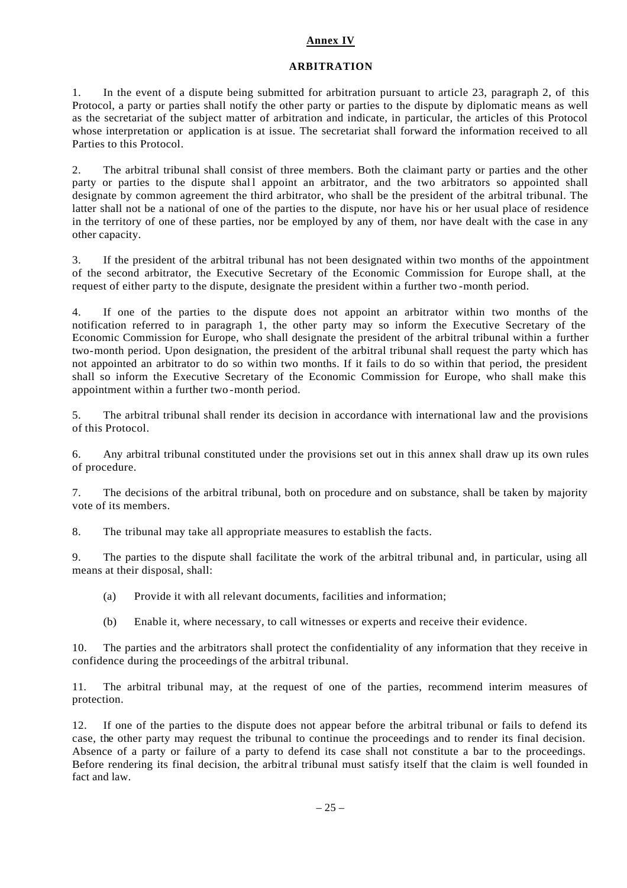## Annex IV

## ARBITRATION

1. In the event of a dispute being submitted for arbitration pursuant to article 23, paragraph 2, of this Protocol, a party or parties shall notify the other party or parties to the dispute by diplomatic means as well as the secretariat of the subject matter of arbitration and indicate, in particular, the articles of this Protocol whose interpretation or application is at issue. The secretariat shall forward the information received to all Parties to this Protocol.

2. The arbitral tribunal shall consist of three members. Both the claimant party or parties and the other party or parties to the dispute shall appoint an arbitrator, and the two arbitrators so appointed shall designate by common agreement the third arbitrator, who shall be the president of the arbitral tribunal. The latter shall not be a national of one of the parties to the dispute, nor have his or her usual place of residence in the territory of one of these parties, nor be employed by any of them, nor have dealt with the case in any other capacity.

3. If the president of the arbitral tribunal has not been designated within two months of the appointment of the second arbitrator, the Executive Secretary of the Economic Commission for Europe shall, at the request of either party to the dispute, designate the president within a further two-month period.

4. If one of the parties to the dispute does not appoint an arbitrator within two months of the notification referred to in paragraph 1, the other party may so inform the Executive Secretary of the Economic Commission for Europe, who shall designate the president of the arbitral tribunal within a further two-month period. Upon designation, the president of the arbitral tribunal shall request the party which has not appointed an arbitrator to do so within two months. If it fails to do so within that period, the president shall so inform the Executive Secretary of the Economic Commission for Europe, who shall make this appointment within a further two-month period.

5. The arbitral tribunal shall render its decision in accordance with international law and the provisions of this Protocol.

6. Any arbitral tribunal constituted under the provisions set out in this annex shall draw up its own rules of procedure.

7. The decisions of the arbitral tribunal, both on procedure and on substance, shall be taken by majority vote of its members.

8. The tribunal may take all appropriate measures to establish the facts.

9. The parties to the dispute shall facilitate the work of the arbitral tribunal and, in particular, using all means at their disposal, shall:

(a) Provide it with all relevant documents, facilities and information;

(b) Enable it, where necessary, to call witnesses or experts and receive their evidence.

10. The parties and the arbitrators shall protect the confidentiality of any information that they receive in confidence during the proceedings of the arbitral tribunal.

11. The arbitral tribunal may, at the request of one of the parties, recommend interim measures of protection.

12. If one of the parties to the dispute does not appear before the arbitral tribunal or fails to defend its case, the other party may request the tribunal to continue the proceedings and to render its final decision. Absence of a party or failure of a party to defend its case shall not constitute a bar to the proceedings. Before rendering its final decision, the arbitral tribunal must satisfy itself that the claim is well founded in fact and law.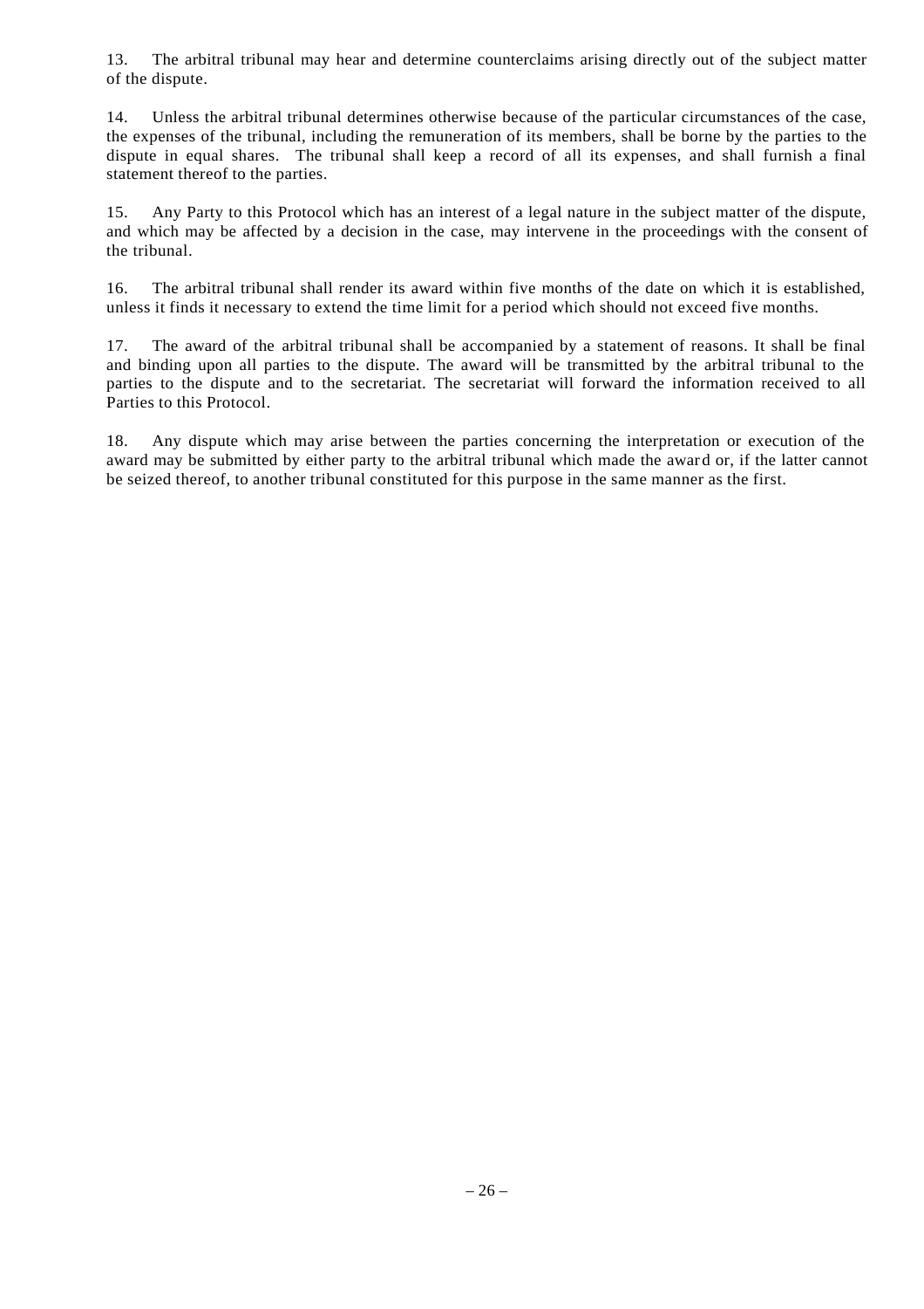13. The arbitral tribunal may hear and determine counterclaims arising directly out of the subject matter of the dispute.

14. Unless the arbitral tribunal determines otherwise because of the particular circumstances of the case, the expenses of the tribunal, including the remuneration of its members, shall be borne by the parties to the dispute in equal shares. The tribunal shall keep a record of all its expenses, and shall furnish a final statement thereof to the parties.

15. Any Party to this Protocol which has an interest of a legal nature in the subject matter of the dispute, and which may be affected by a decision in the case, may intervene in the proceedings with the consent of the tribunal.

16. The arbitral tribunal shall render its award within five months of the date on which it is established, unless it finds it necessary to extend the time limit for a period which should not exceed five months.

17. The award of the arbitral tribunal shall be accompanied by a statement of reasons. It shall be final and binding upon all parties to the dispute. The award will be transmitted by the arbitral tribunal to the parties to the dispute and to the secretariat. The secretariat will forward the information received to all Parties to this Protocol.

18. Any dispute which may arise between the parties concerning the interpretation or execution of the award may be submitted by either party to the arbitral tribunal which made the award or, if the latter cannot be seized thereof, to another tribunal constituted for this purpose in the same manner as the first.